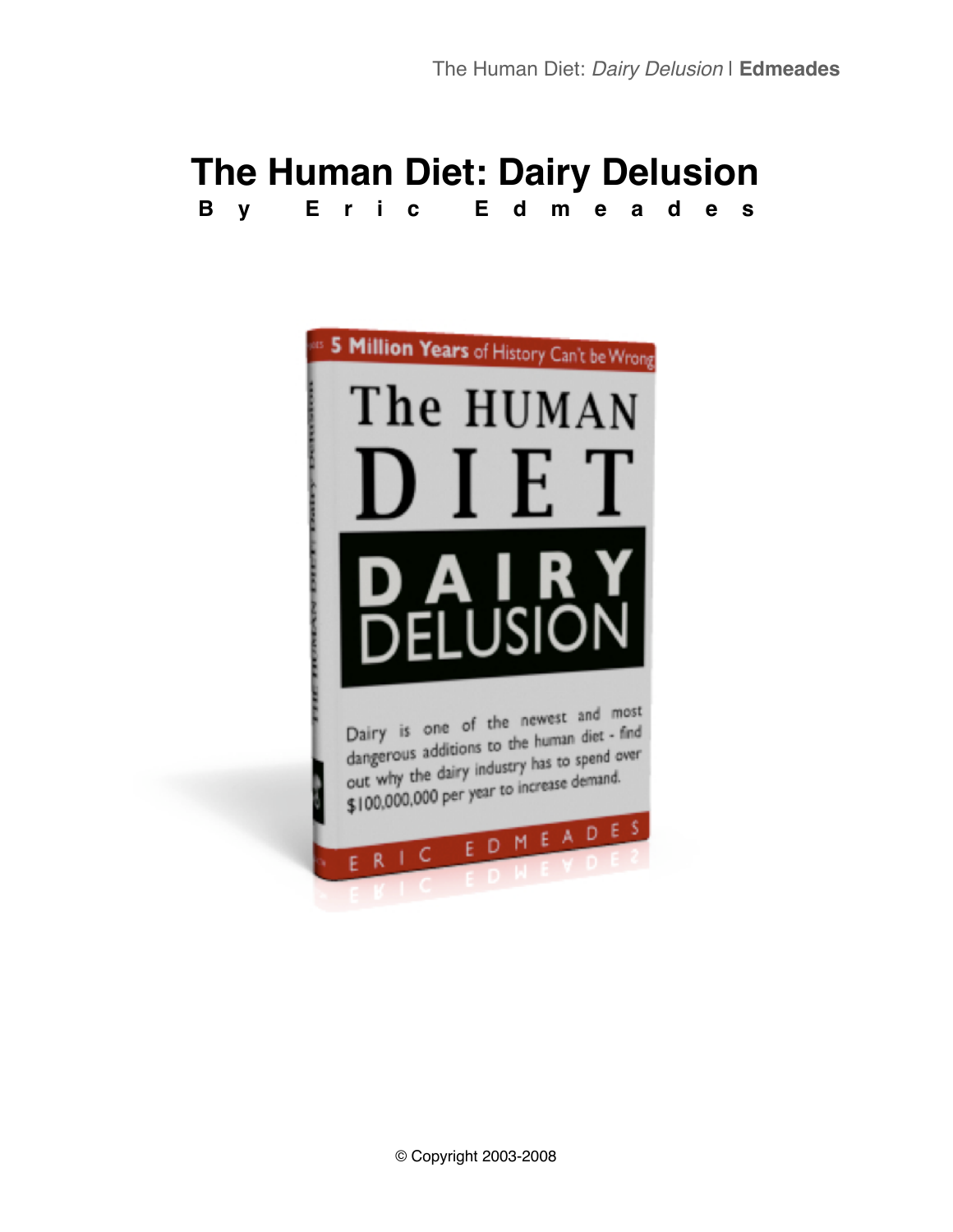# The Human Diet: Dairy Delusion

**By Eric Edmeades**

5 Million Years of History Can't be Wrong

The HUMAN DIET

DAIRY DELUSION

Dairy is one of the newest and most dangerous additions to the human diet - find out why the dairy industry has to spend over $100,000,000 per year to increase demand.

ERIC EDMEADES

© Copyright 2003-2008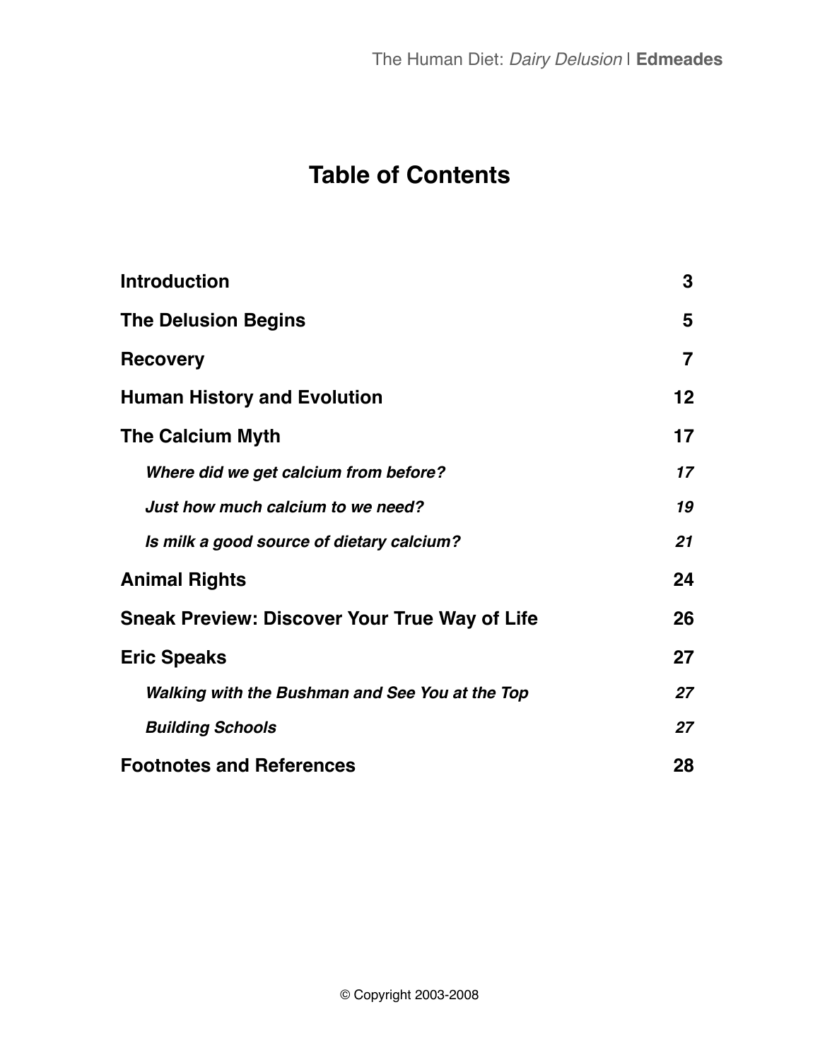# Table of Contents

| | |
|---|---|
| **Introduction** | **3** |
| **The Delusion Begins** | **5** |
| **Recovery** | **7** |
| **Human History and Evolution** | **12** |
| **The Calcium Myth** | **17** |
| ***Where did we get calcium from before?*** | ***17*** |
| ***Just how much calcium to we need?*** | ***19*** |
| ***Is milk a good source of dietary calcium?*** | ***21*** |
| **Animal Rights** | **24** |
| **Sneak Preview: Discover Your True Way of Life** | **26** |
| **Eric Speaks** | **27** |
| ***Walking with the Bushman and See You at the Top*** | ***27*** |
| ***Building Schools*** | ***27*** |
| **Footnotes and References** | **28** |

© Copyright 2003-2008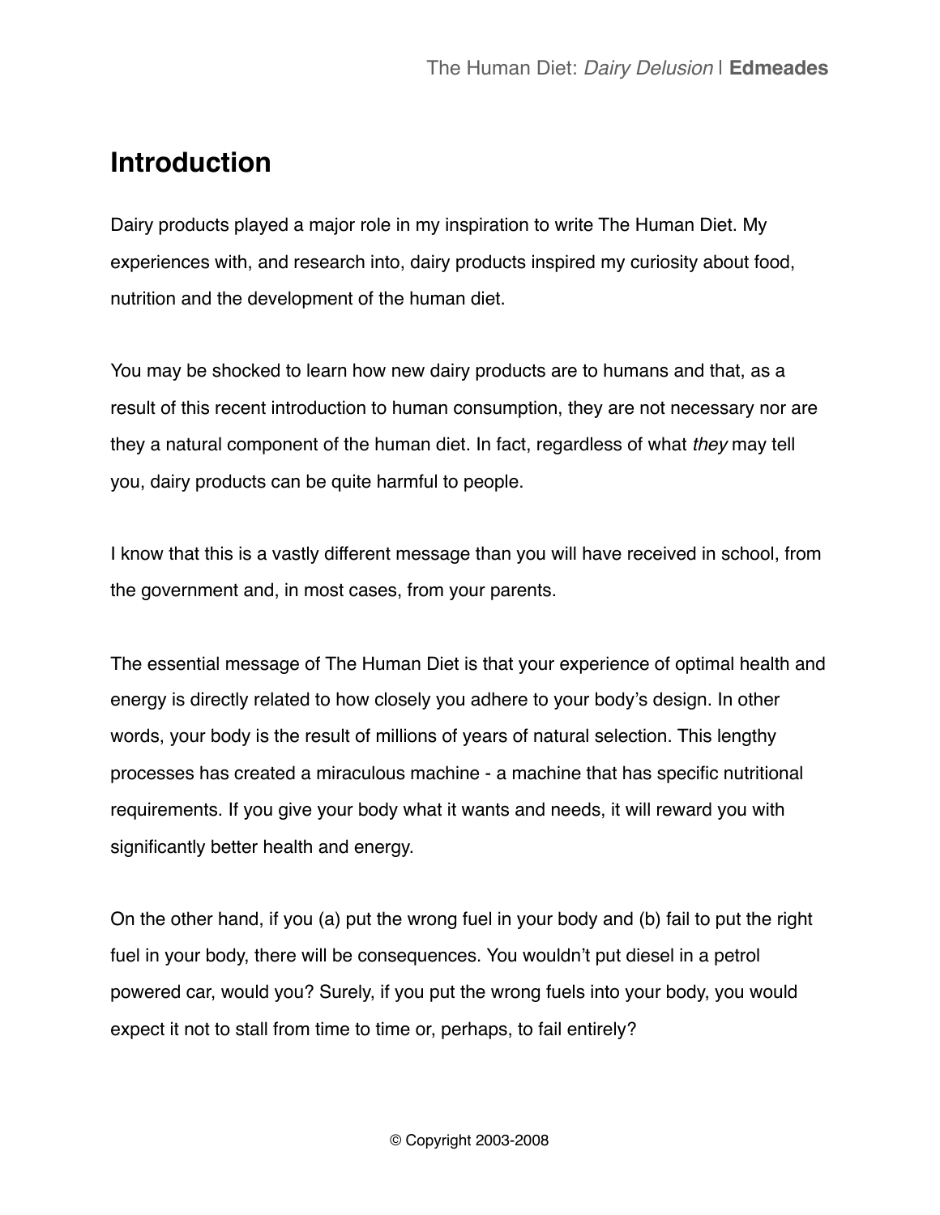# Introduction

Dairy products played a major role in my inspiration to write The Human Diet. My experiences with, and research into, dairy products inspired my curiosity about food, nutrition and the development of the human diet.

You may be shocked to learn how new dairy products are to humans and that, as a result of this recent introduction to human consumption, they are not necessary nor are they a natural component of the human diet. In fact, regardless of what *they* may tell you, dairy products can be quite harmful to people.

I know that this is a vastly different message than you will have received in school, from the government and, in most cases, from your parents.

The essential message of The Human Diet is that your experience of optimal health and energy is directly related to how closely you adhere to your body's design. In other words, your body is the result of millions of years of natural selection. This lengthy processes has created a miraculous machine - a machine that has specific nutritional requirements. If you give your body what it wants and needs, it will reward you with significantly better health and energy.

On the other hand, if you (a) put the wrong fuel in your body and (b) fail to put the right fuel in your body, there will be consequences. You wouldn't put diesel in a petrol powered car, would you? Surely, if you put the wrong fuels into your body, you would expect it not to stall from time to time or, perhaps, to fail entirely?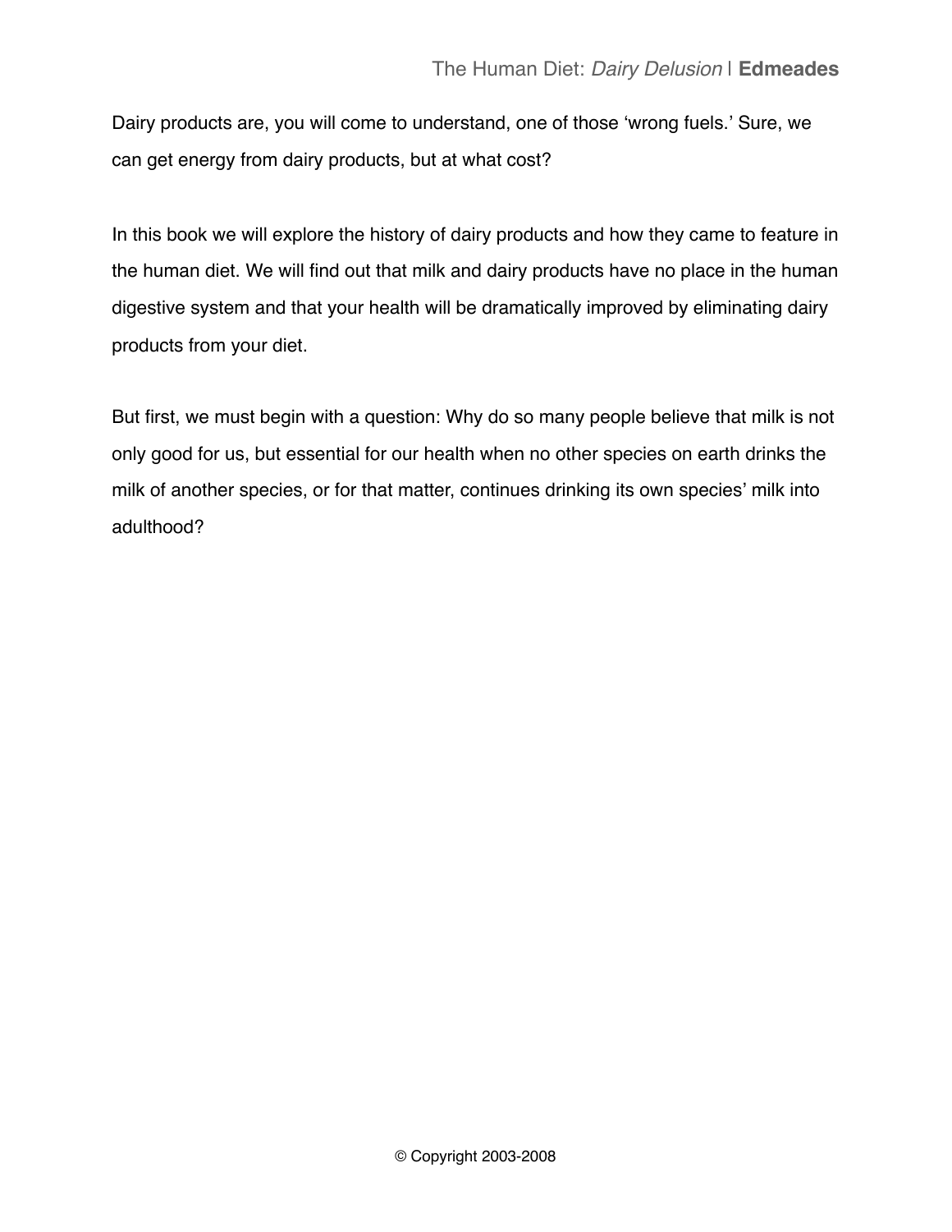Dairy products are, you will come to understand, one of those ‘wrong fuels.’ Sure, we can get energy from dairy products, but at what cost?

In this book we will explore the history of dairy products and how they came to feature in the human diet. We will find out that milk and dairy products have no place in the human digestive system and that your health will be dramatically improved by eliminating dairy products from your diet.

But first, we must begin with a question: Why do so many people believe that milk is not only good for us, but essential for our health when no other species on earth drinks the milk of another species, or for that matter, continues drinking its own species’ milk into adulthood?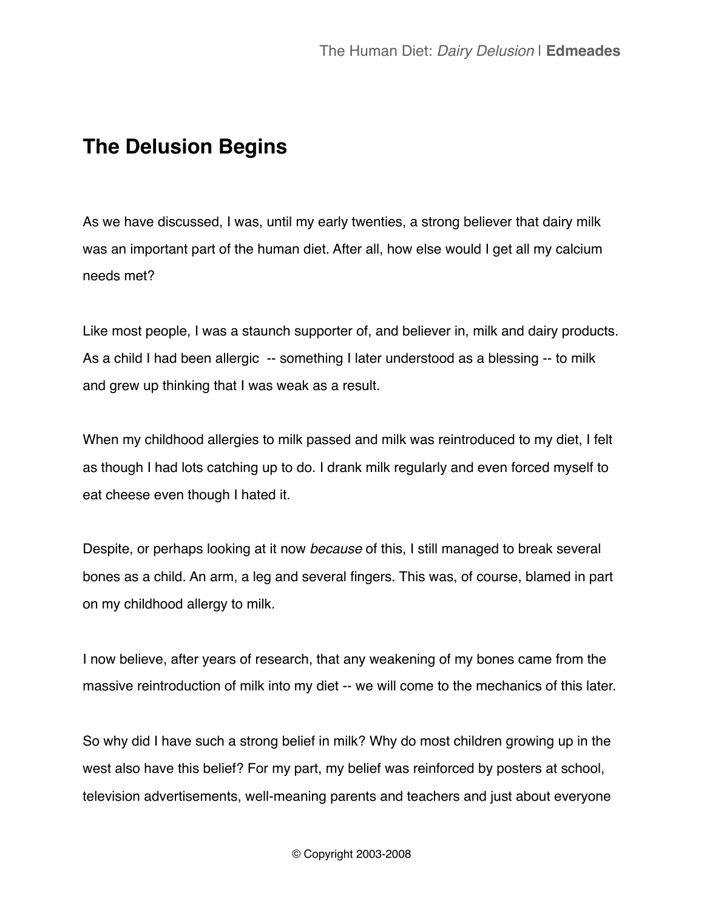## The Delusion Begins

As we have discussed, I was, until my early twenties, a strong believer that dairy milk was an important part of the human diet. After all, how else would I get all my calcium needs met?

Like most people, I was a staunch supporter of, and believer in, milk and dairy products. As a child I had been allergic -- something I later understood as a blessing -- to milk and grew up thinking that I was weak as a result.

When my childhood allergies to milk passed and milk was reintroduced to my diet, I felt as though I had lots catching up to do. I drank milk regularly and even forced myself to eat cheese even though I hated it.

Despite, or perhaps looking at it now *because* of this, I still managed to break several bones as a child. An arm, a leg and several fingers. This was, of course, blamed in part on my childhood allergy to milk.

I now believe, after years of research, that any weakening of my bones came from the massive reintroduction of milk into my diet -- we will come to the mechanics of this later.

So why did I have such a strong belief in milk? Why do most children growing up in the west also have this belief? For my part, my belief was reinforced by posters at school, television advertisements, well-meaning parents and teachers and just about everyone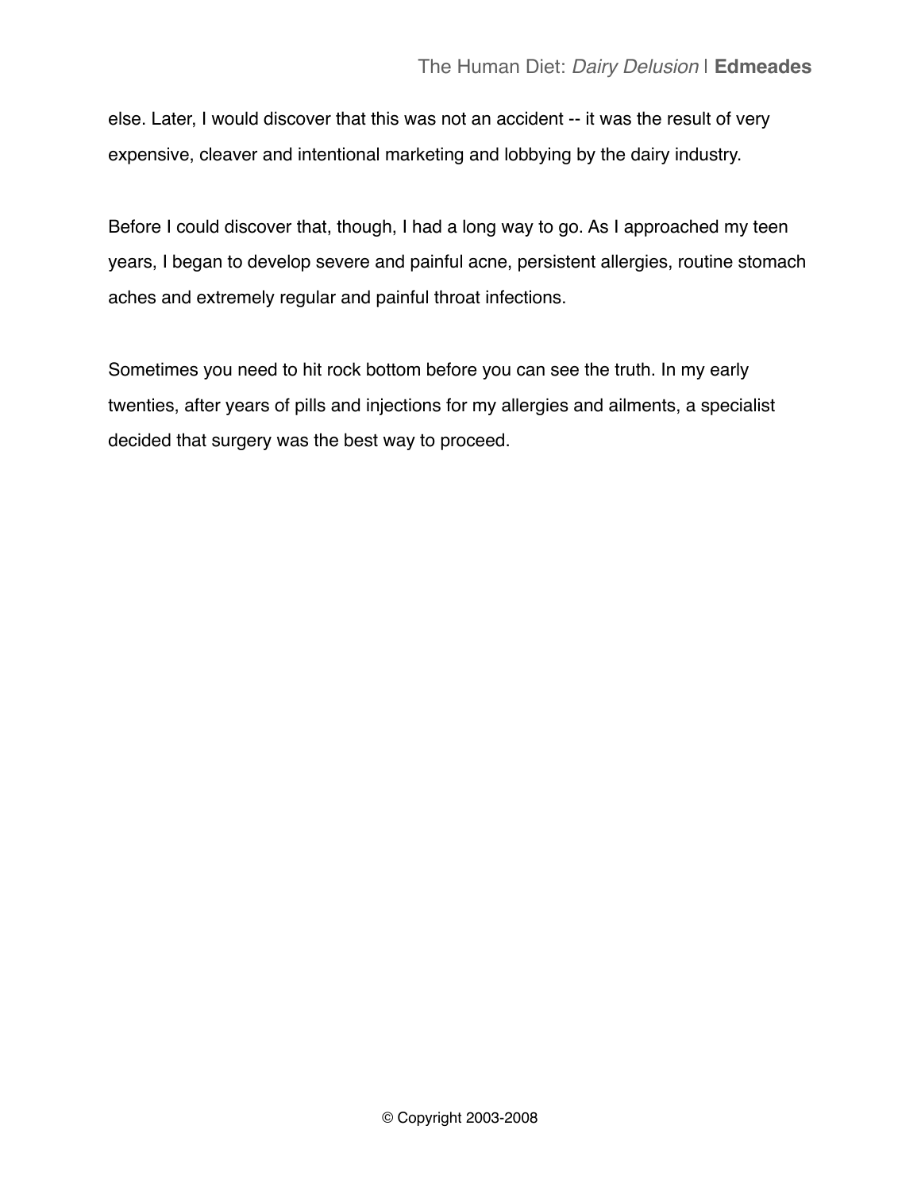else. Later, I would discover that this was not an accident -- it was the result of very expensive, cleaver and intentional marketing and lobbying by the dairy industry.

Before I could discover that, though, I had a long way to go. As I approached my teen years, I began to develop severe and painful acne, persistent allergies, routine stomach aches and extremely regular and painful throat infections.

Sometimes you need to hit rock bottom before you can see the truth. In my early twenties, after years of pills and injections for my allergies and ailments, a specialist decided that surgery was the best way to proceed.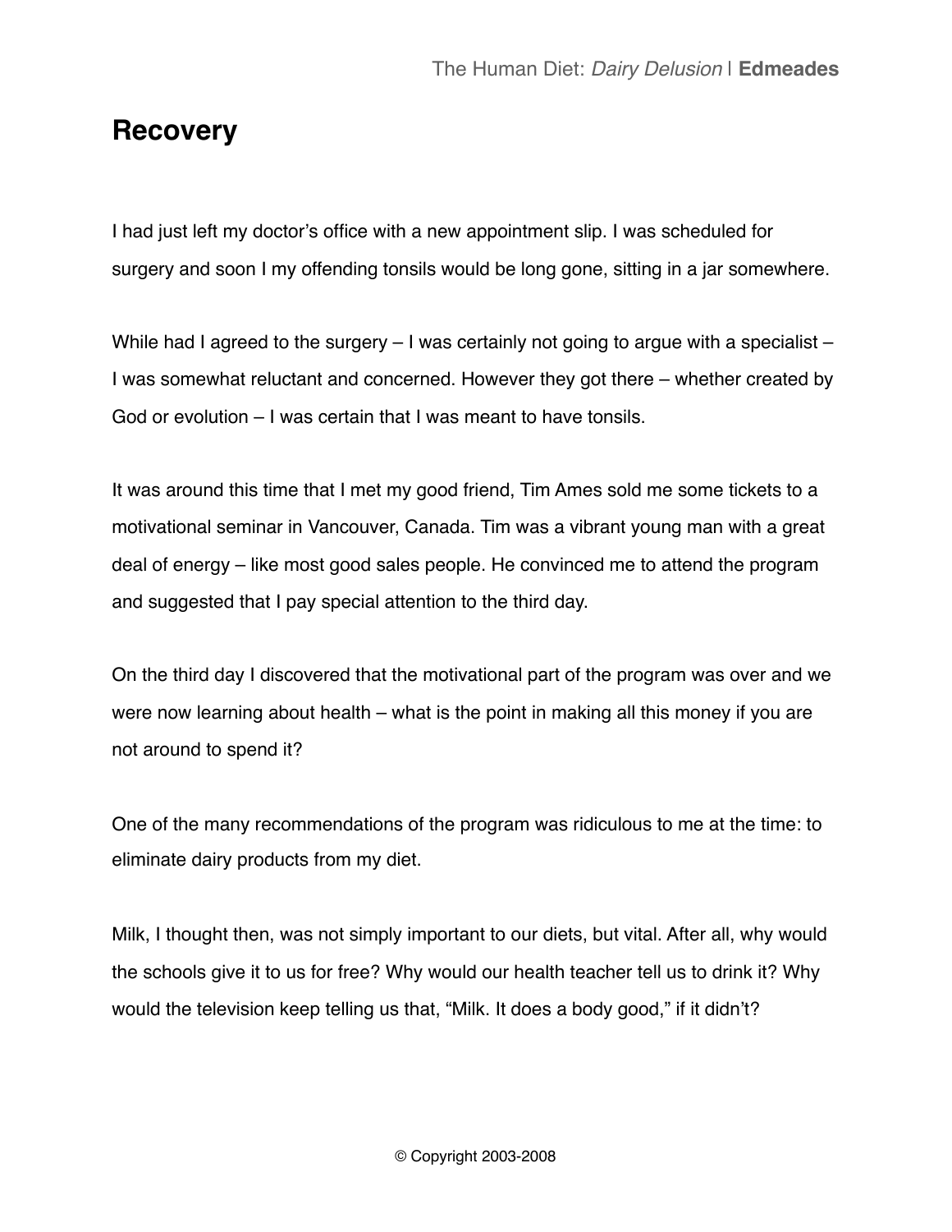## Recovery

I had just left my doctor's office with a new appointment slip. I was scheduled for surgery and soon I my offending tonsils would be long gone, sitting in a jar somewhere.

While had I agreed to the surgery – I was certainly not going to argue with a specialist – I was somewhat reluctant and concerned. However they got there – whether created by God or evolution – I was certain that I was meant to have tonsils.

It was around this time that I met my good friend, Tim Ames sold me some tickets to a motivational seminar in Vancouver, Canada. Tim was a vibrant young man with a great deal of energy – like most good sales people. He convinced me to attend the program and suggested that I pay special attention to the third day.

On the third day I discovered that the motivational part of the program was over and we were now learning about health – what is the point in making all this money if you are not around to spend it?

One of the many recommendations of the program was ridiculous to me at the time: to eliminate dairy products from my diet.

Milk, I thought then, was not simply important to our diets, but vital. After all, why would the schools give it to us for free? Why would our health teacher tell us to drink it? Why would the television keep telling us that, "Milk. It does a body good," if it didn't?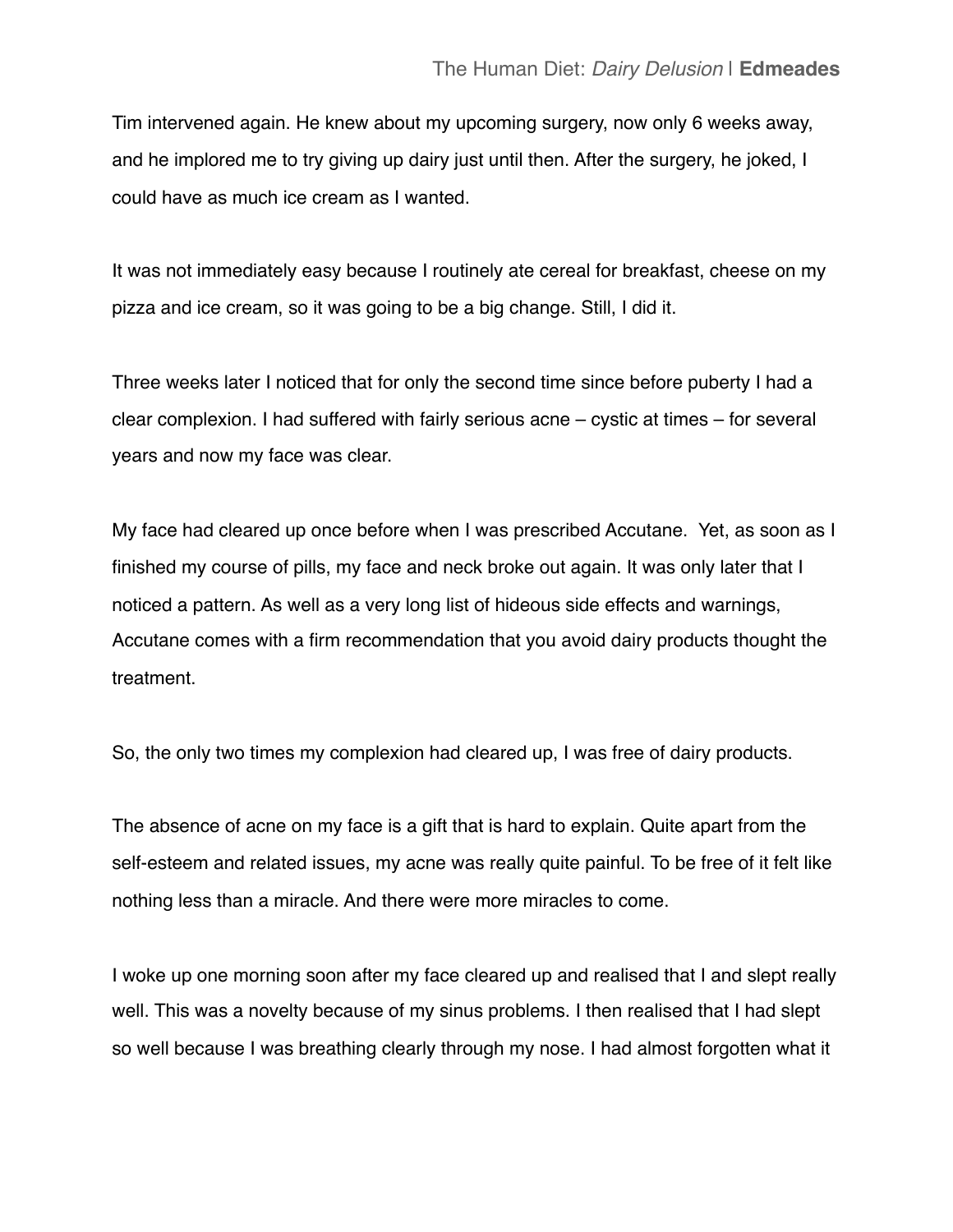Tim intervened again. He knew about my upcoming surgery, now only 6 weeks away, and he implored me to try giving up dairy just until then. After the surgery, he joked, I could have as much ice cream as I wanted.

It was not immediately easy because I routinely ate cereal for breakfast, cheese on my pizza and ice cream, so it was going to be a big change. Still, I did it.

Three weeks later I noticed that for only the second time since before puberty I had a clear complexion. I had suffered with fairly serious acne – cystic at times – for several years and now my face was clear.

My face had cleared up once before when I was prescribed Accutane. Yet, as soon as I finished my course of pills, my face and neck broke out again. It was only later that I noticed a pattern. As well as a very long list of hideous side effects and warnings, Accutane comes with a firm recommendation that you avoid dairy products thought the treatment.

So, the only two times my complexion had cleared up, I was free of dairy products.

The absence of acne on my face is a gift that is hard to explain. Quite apart from the self-esteem and related issues, my acne was really quite painful. To be free of it felt like nothing less than a miracle. And there were more miracles to come.

I woke up one morning soon after my face cleared up and realised that I and slept really well. This was a novelty because of my sinus problems. I then realised that I had slept so well because I was breathing clearly through my nose. I had almost forgotten what it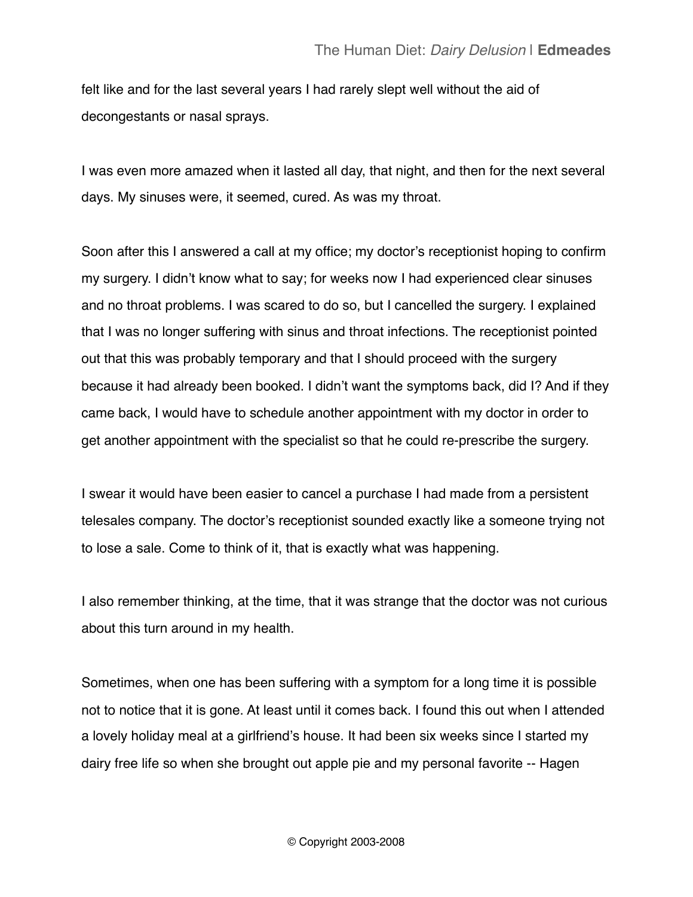felt like and for the last several years I had rarely slept well without the aid of decongestants or nasal sprays.

I was even more amazed when it lasted all day, that night, and then for the next several days. My sinuses were, it seemed, cured. As was my throat.

Soon after this I answered a call at my office; my doctor's receptionist hoping to confirm my surgery. I didn't know what to say; for weeks now I had experienced clear sinuses and no throat problems. I was scared to do so, but I cancelled the surgery. I explained that I was no longer suffering with sinus and throat infections. The receptionist pointed out that this was probably temporary and that I should proceed with the surgery because it had already been booked. I didn't want the symptoms back, did I? And if they came back, I would have to schedule another appointment with my doctor in order to get another appointment with the specialist so that he could re-prescribe the surgery.

I swear it would have been easier to cancel a purchase I had made from a persistent telesales company. The doctor's receptionist sounded exactly like a someone trying not to lose a sale. Come to think of it, that is exactly what was happening.

I also remember thinking, at the time, that it was strange that the doctor was not curious about this turn around in my health.

Sometimes, when one has been suffering with a symptom for a long time it is possible not to notice that it is gone. At least until it comes back. I found this out when I attended a lovely holiday meal at a girlfriend's house. It had been six weeks since I started my dairy free life so when she brought out apple pie and my personal favorite -- Hagen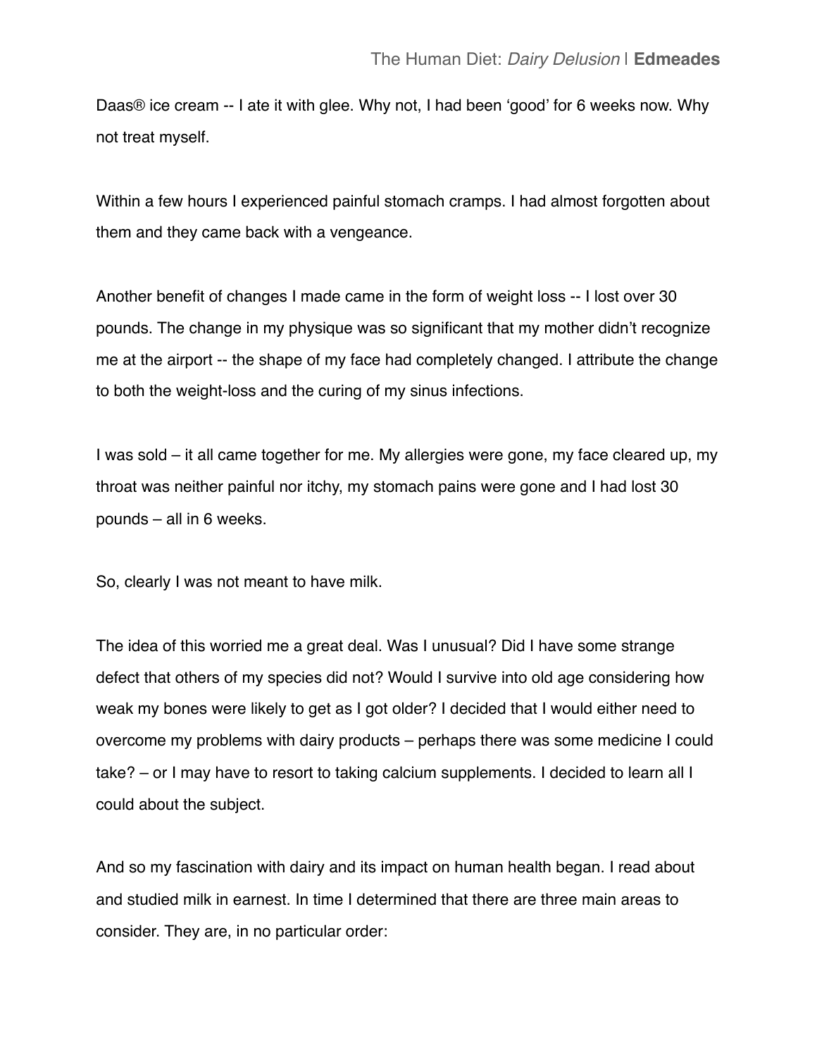Daas® ice cream -- I ate it with glee. Why not, I had been 'good' for 6 weeks now. Why not treat myself.

Within a few hours I experienced painful stomach cramps. I had almost forgotten about them and they came back with a vengeance.

Another benefit of changes I made came in the form of weight loss -- I lost over 30 pounds. The change in my physique was so significant that my mother didn't recognize me at the airport -- the shape of my face had completely changed. I attribute the change to both the weight-loss and the curing of my sinus infections.

I was sold – it all came together for me. My allergies were gone, my face cleared up, my throat was neither painful nor itchy, my stomach pains were gone and I had lost 30 pounds – all in 6 weeks.

So, clearly I was not meant to have milk.

The idea of this worried me a great deal. Was I unusual? Did I have some strange defect that others of my species did not? Would I survive into old age considering how weak my bones were likely to get as I got older? I decided that I would either need to overcome my problems with dairy products – perhaps there was some medicine I could take? – or I may have to resort to taking calcium supplements. I decided to learn all I could about the subject.

And so my fascination with dairy and its impact on human health began. I read about and studied milk in earnest. In time I determined that there are three main areas to consider. They are, in no particular order: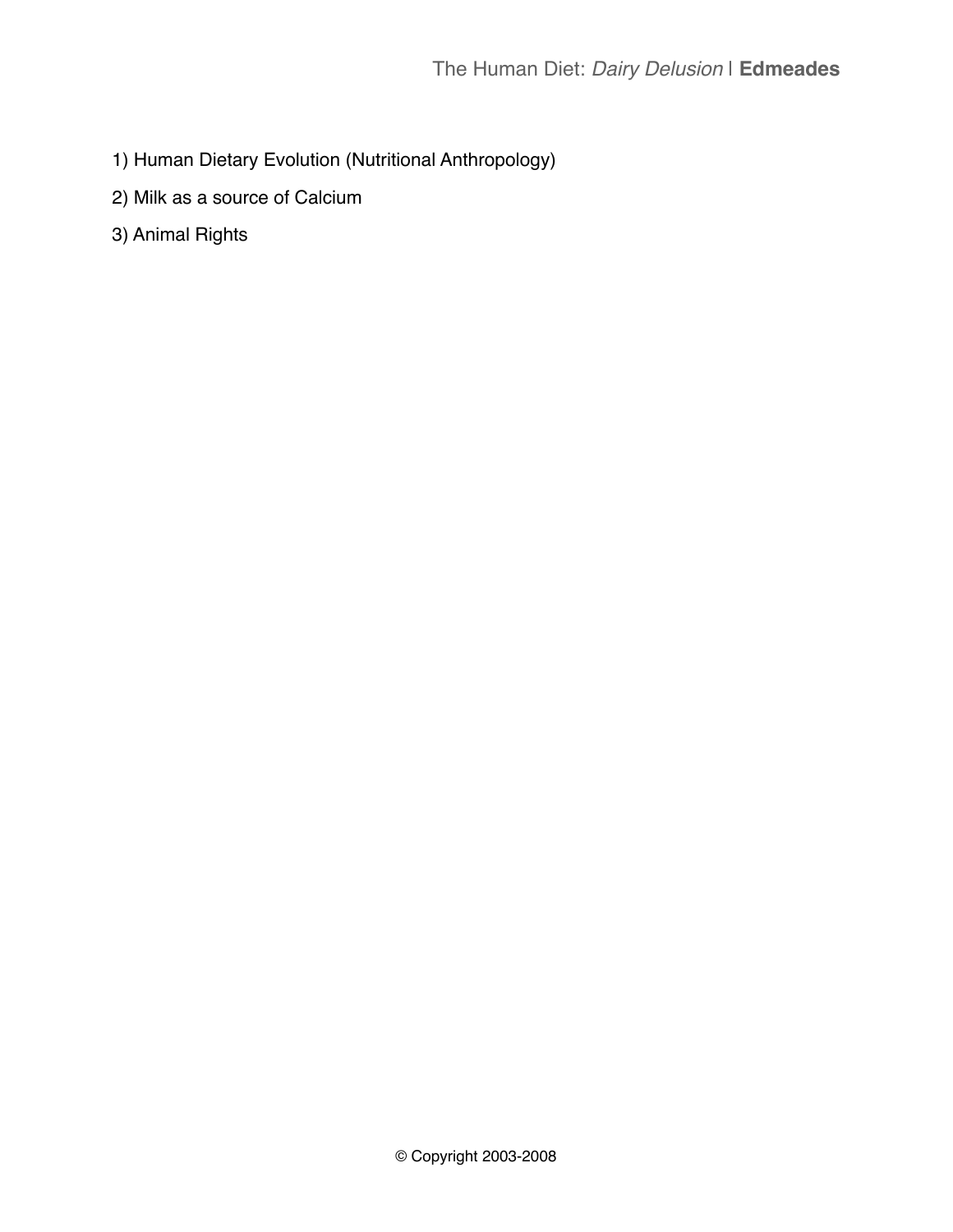1) Human Dietary Evolution (Nutritional Anthropology)

2) Milk as a source of Calcium

3) Animal Rights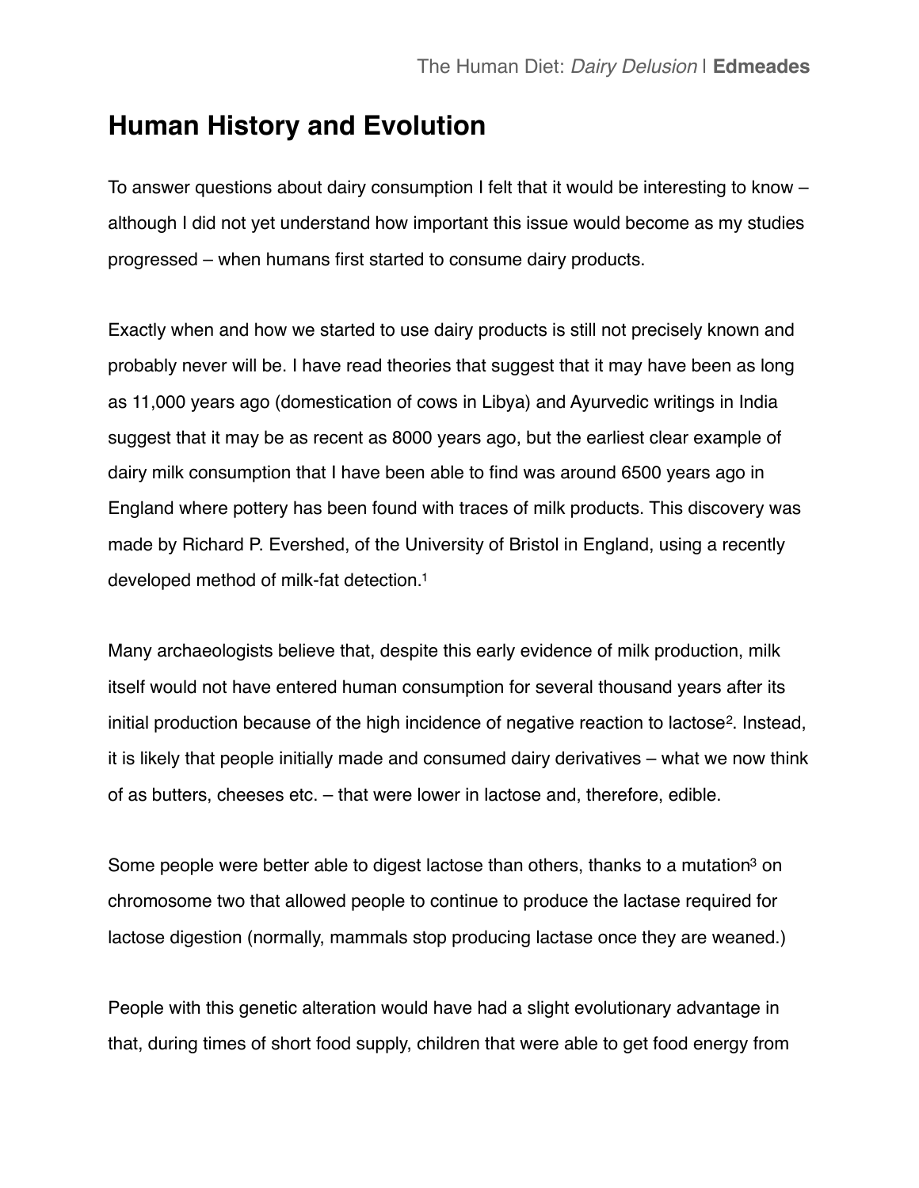## Human History and Evolution

To answer questions about dairy consumption I felt that it would be interesting to know – although I did not yet understand how important this issue would become as my studies progressed – when humans first started to consume dairy products.

Exactly when and how we started to use dairy products is still not precisely known and probably never will be. I have read theories that suggest that it may have been as long as 11,000 years ago (domestication of cows in Libya) and Ayurvedic writings in India suggest that it may be as recent as 8000 years ago, but the earliest clear example of dairy milk consumption that I have been able to find was around 6500 years ago in England where pottery has been found with traces of milk products. This discovery was made by Richard P. Evershed, of the University of Bristol in England, using a recently developed method of milk-fat detection.[1]

Many archaeologists believe that, despite this early evidence of milk production, milk itself would not have entered human consumption for several thousand years after its initial production because of the high incidence of negative reaction to lactose[2]. Instead, it is likely that people initially made and consumed dairy derivatives – what we now think of as butters, cheeses etc. – that were lower in lactose and, therefore, edible.

Some people were better able to digest lactose than others, thanks to a mutation[3] on chromosome two that allowed people to continue to produce the lactase required for lactose digestion (normally, mammals stop producing lactase once they are weaned.)

People with this genetic alteration would have had a slight evolutionary advantage in that, during times of short food supply, children that were able to get food energy from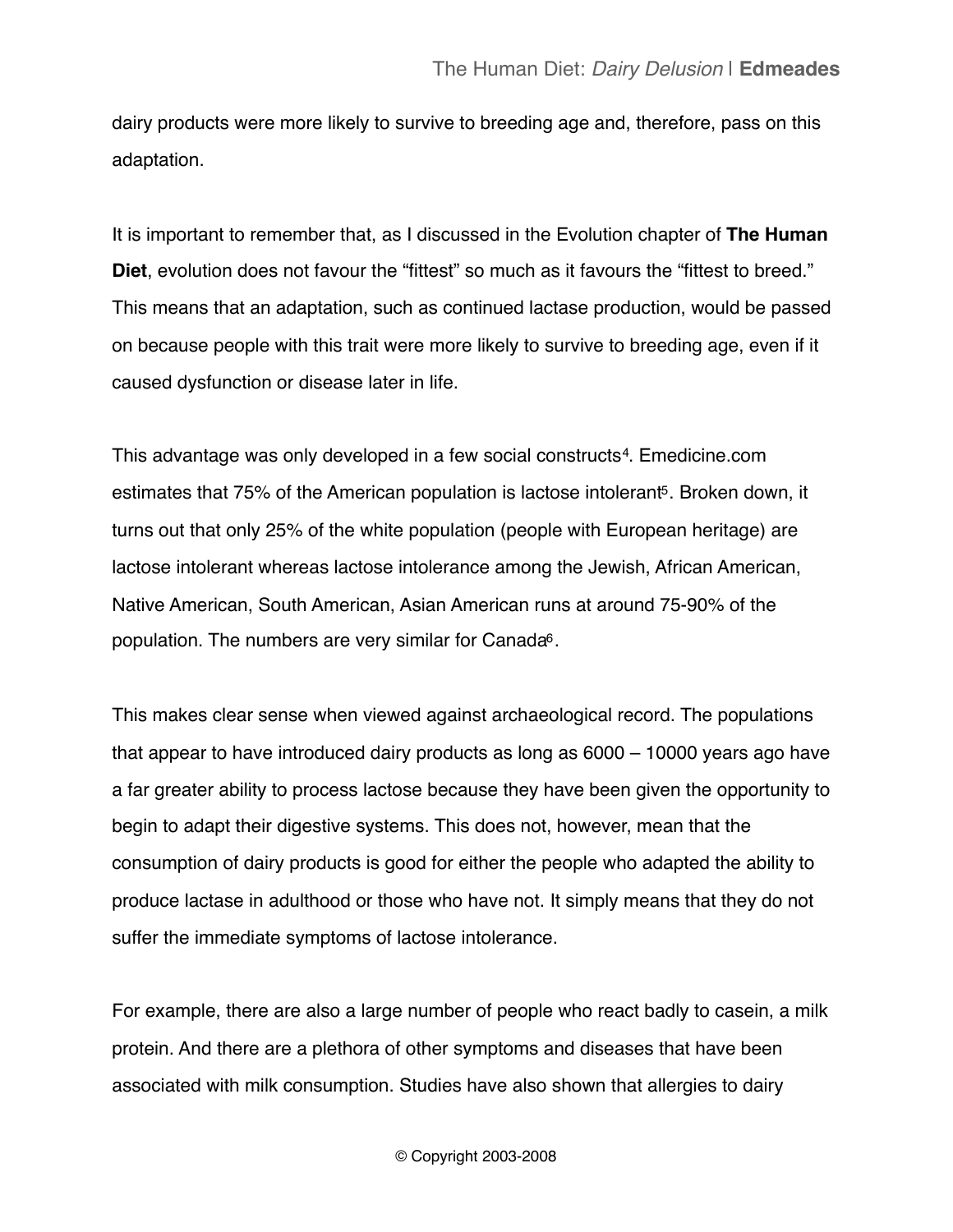dairy products were more likely to survive to breeding age and, therefore, pass on this adaptation.

It is important to remember that, as I discussed in the Evolution chapter of **The Human Diet**, evolution does not favour the "fittest" so much as it favours the "fittest to breed." This means that an adaptation, such as continued lactase production, would be passed on because people with this trait were more likely to survive to breeding age, even if it caused dysfunction or disease later in life.

This advantage was only developed in a few social constructs[4]. Emedicine.com estimates that 75% of the American population is lactose intolerant[5]. Broken down, it turns out that only 25% of the white population (people with European heritage) are lactose intolerant whereas lactose intolerance among the Jewish, African American, Native American, South American, Asian American runs at around 75-90% of the population. The numbers are very similar for Canada[6].

This makes clear sense when viewed against archaeological record. The populations that appear to have introduced dairy products as long as 6000 – 10000 years ago have a far greater ability to process lactose because they have been given the opportunity to begin to adapt their digestive systems. This does not, however, mean that the consumption of dairy products is good for either the people who adapted the ability to produce lactase in adulthood or those who have not. It simply means that they do not suffer the immediate symptoms of lactose intolerance.

For example, there are also a large number of people who react badly to casein, a milk protein. And there are a plethora of other symptoms and diseases that have been associated with milk consumption. Studies have also shown that allergies to dairy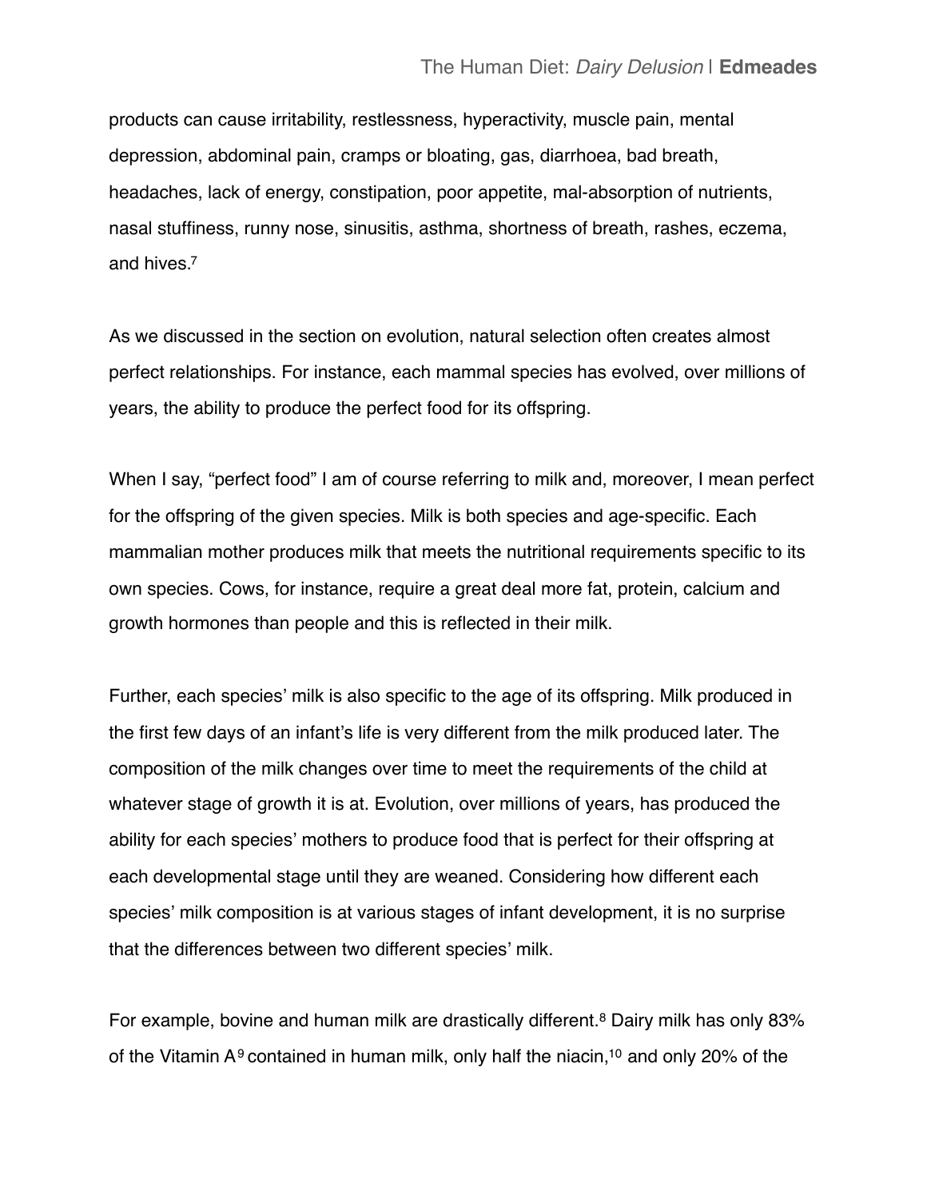products can cause irritability, restlessness, hyperactivity, muscle pain, mental depression, abdominal pain, cramps or bloating, gas, diarrhoea, bad breath, headaches, lack of energy, constipation, poor appetite, mal-absorption of nutrients, nasal stuffiness, runny nose, sinusitis, asthma, shortness of breath, rashes, eczema, and hives.[7]

As we discussed in the section on evolution, natural selection often creates almost perfect relationships. For instance, each mammal species has evolved, over millions of years, the ability to produce the perfect food for its offspring.

When I say, "perfect food" I am of course referring to milk and, moreover, I mean perfect for the offspring of the given species. Milk is both species and age-specific. Each mammalian mother produces milk that meets the nutritional requirements specific to its own species. Cows, for instance, require a great deal more fat, protein, calcium and growth hormones than people and this is reflected in their milk.

Further, each species' milk is also specific to the age of its offspring. Milk produced in the first few days of an infant's life is very different from the milk produced later. The composition of the milk changes over time to meet the requirements of the child at whatever stage of growth it is at. Evolution, over millions of years, has produced the ability for each species' mothers to produce food that is perfect for their offspring at each developmental stage until they are weaned. Considering how different each species' milk composition is at various stages of infant development, it is no surprise that the differences between two different species' milk.

For example, bovine and human milk are drastically different.[8] Dairy milk has only 83% of the Vitamin A[9] contained in human milk, only half the niacin,[10] and only 20% of the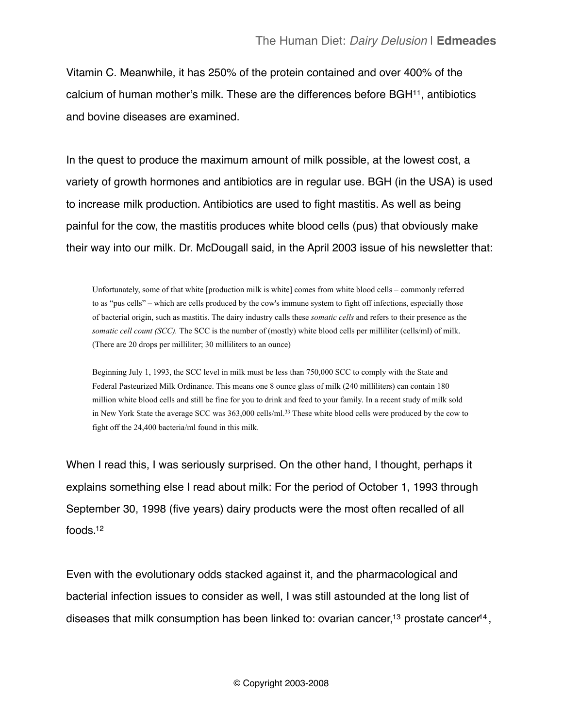Vitamin C. Meanwhile, it has 250% of the protein contained and over 400% of the calcium of human mother's milk. These are the differences before BGH[11], antibiotics and bovine diseases are examined.

In the quest to produce the maximum amount of milk possible, at the lowest cost, a variety of growth hormones and antibiotics are in regular use. BGH (in the USA) is used to increase milk production. Antibiotics are used to fight mastitis. As well as being painful for the cow, the mastitis produces white blood cells (pus) that obviously make their way into our milk. Dr. McDougall said, in the April 2003 issue of his newsletter that:

> Unfortunately, some of that white [production milk is white] comes from white blood cells – commonly referred to as "pus cells" – which are cells produced by the cow's immune system to fight off infections, especially those of bacterial origin, such as mastitis. The dairy industry calls these *somatic cells* and refers to their presence as the *somatic cell count (SCC).* The SCC is the number of (mostly) white blood cells per milliliter (cells/ml) of milk. (There are 20 drops per milliliter; 30 milliliters to an ounce)
>
> Beginning July 1, 1993, the SCC level in milk must be less than 750,000 SCC to comply with the State and Federal Pasteurized Milk Ordinance. This means one 8 ounce glass of milk (240 milliliters) can contain 180 million white blood cells and still be fine for you to drink and feed to your family. In a recent study of milk sold in New York State the average SCC was 363,000 cells/ml.[33] These white blood cells were produced by the cow to fight off the 24,400 bacteria/ml found in this milk.

When I read this, I was seriously surprised. On the other hand, I thought, perhaps it explains something else I read about milk: For the period of October 1, 1993 through September 30, 1998 (five years) dairy products were the most often recalled of all foods.[12]

Even with the evolutionary odds stacked against it, and the pharmacological and bacterial infection issues to consider as well, I was still astounded at the long list of diseases that milk consumption has been linked to: ovarian cancer,[13] prostate cancer[14],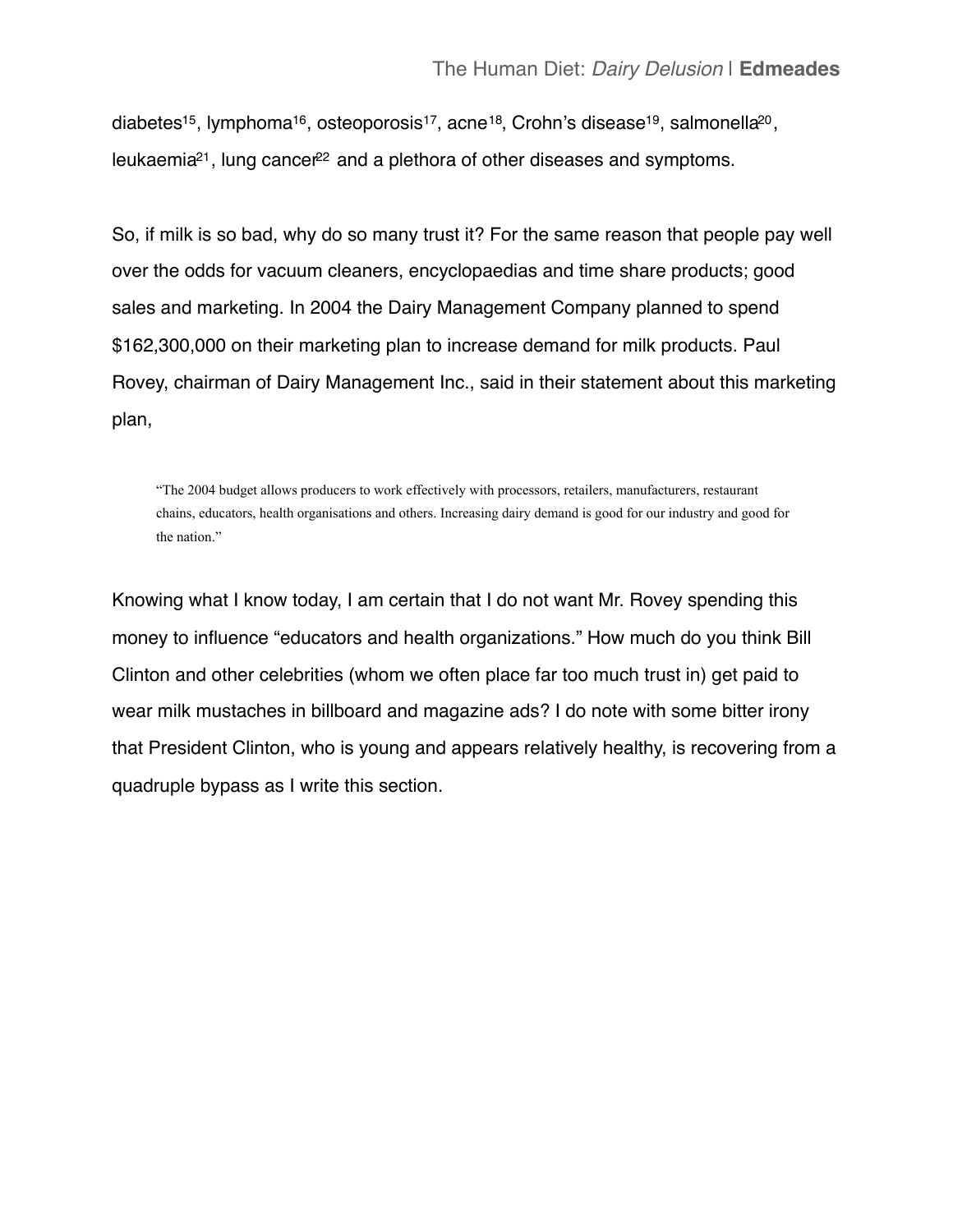diabetes[15], lymphoma[16], osteoporosis[17], acne[18], Crohn's disease[19], salmonella[20], leukaemia[21], lung cancer[22] and a plethora of other diseases and symptoms.

So, if milk is so bad, why do so many trust it? For the same reason that people pay well over the odds for vacuum cleaners, encyclopaedias and time share products; good sales and marketing. In 2004 the Dairy Management Company planned to spend $162,300,000 on their marketing plan to increase demand for milk products. Paul Rovey, chairman of Dairy Management Inc., said in their statement about this marketing plan,

> "The 2004 budget allows producers to work effectively with processors, retailers, manufacturers, restaurant chains, educators, health organisations and others. Increasing dairy demand is good for our industry and good for the nation."

Knowing what I know today, I am certain that I do not want Mr. Rovey spending this money to influence "educators and health organizations." How much do you think Bill Clinton and other celebrities (whom we often place far too much trust in) get paid to wear milk mustaches in billboard and magazine ads? I do note with some bitter irony that President Clinton, who is young and appears relatively healthy, is recovering from a quadruple bypass as I write this section.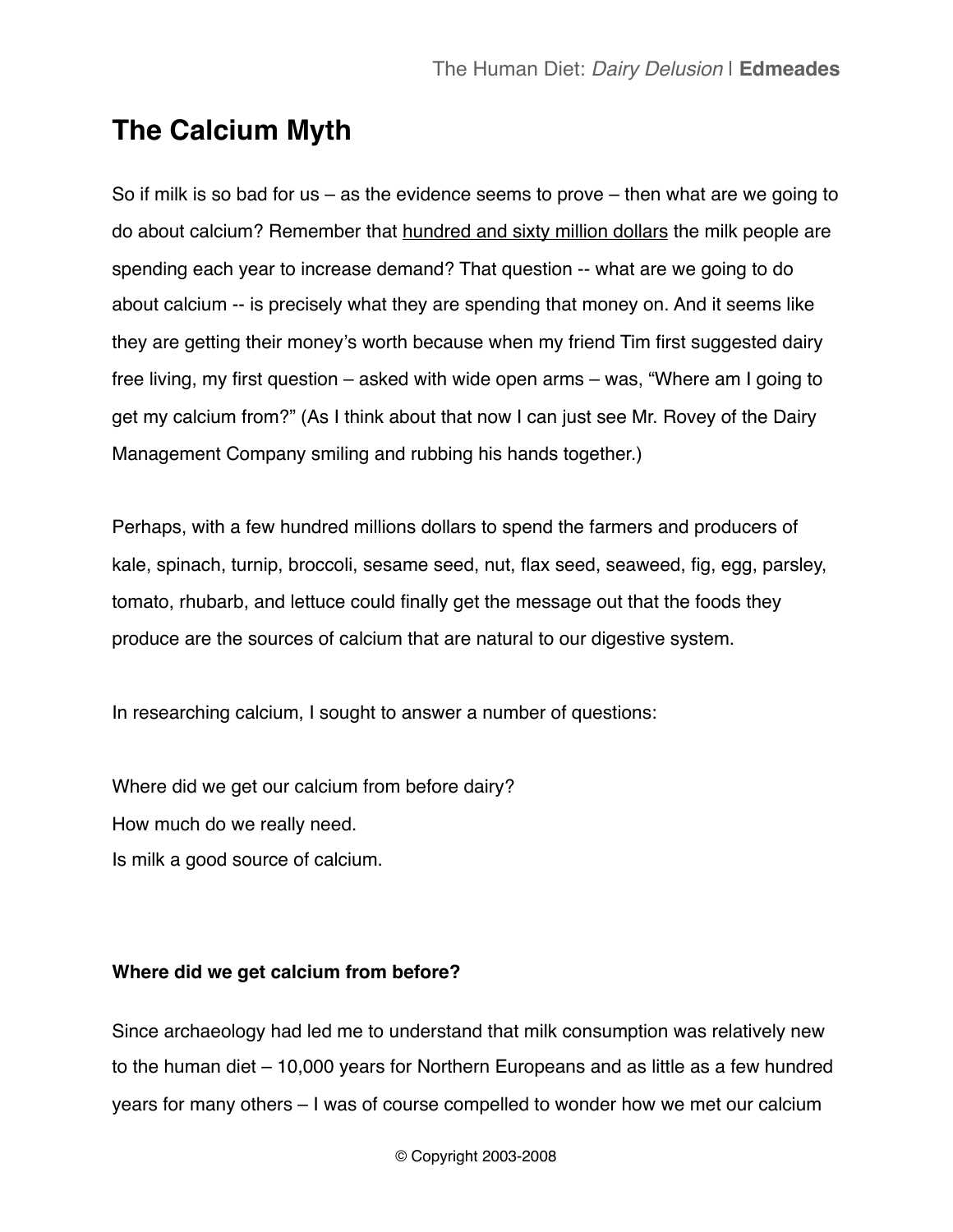## The Calcium Myth

So if milk is so bad for us – as the evidence seems to prove – then what are we going to do about calcium? Remember that hundred and sixty million dollars the milk people are spending each year to increase demand? That question -- what are we going to do about calcium -- is precisely what they are spending that money on. And it seems like they are getting their money's worth because when my friend Tim first suggested dairy free living, my first question – asked with wide open arms – was, "Where am I going to get my calcium from?" (As I think about that now I can just see Mr. Rovey of the Dairy Management Company smiling and rubbing his hands together.)

Perhaps, with a few hundred millions dollars to spend the farmers and producers of kale, spinach, turnip, broccoli, sesame seed, nut, flax seed, seaweed, fig, egg, parsley, tomato, rhubarb, and lettuce could finally get the message out that the foods they produce are the sources of calcium that are natural to our digestive system.

In researching calcium, I sought to answer a number of questions:

Where did we get our calcium from before dairy?
How much do we really need.
Is milk a good source of calcium.

**Where did we get calcium from before?**

Since archaeology had led me to understand that milk consumption was relatively new to the human diet – 10,000 years for Northern Europeans and as little as a few hundred years for many others – I was of course compelled to wonder how we met our calcium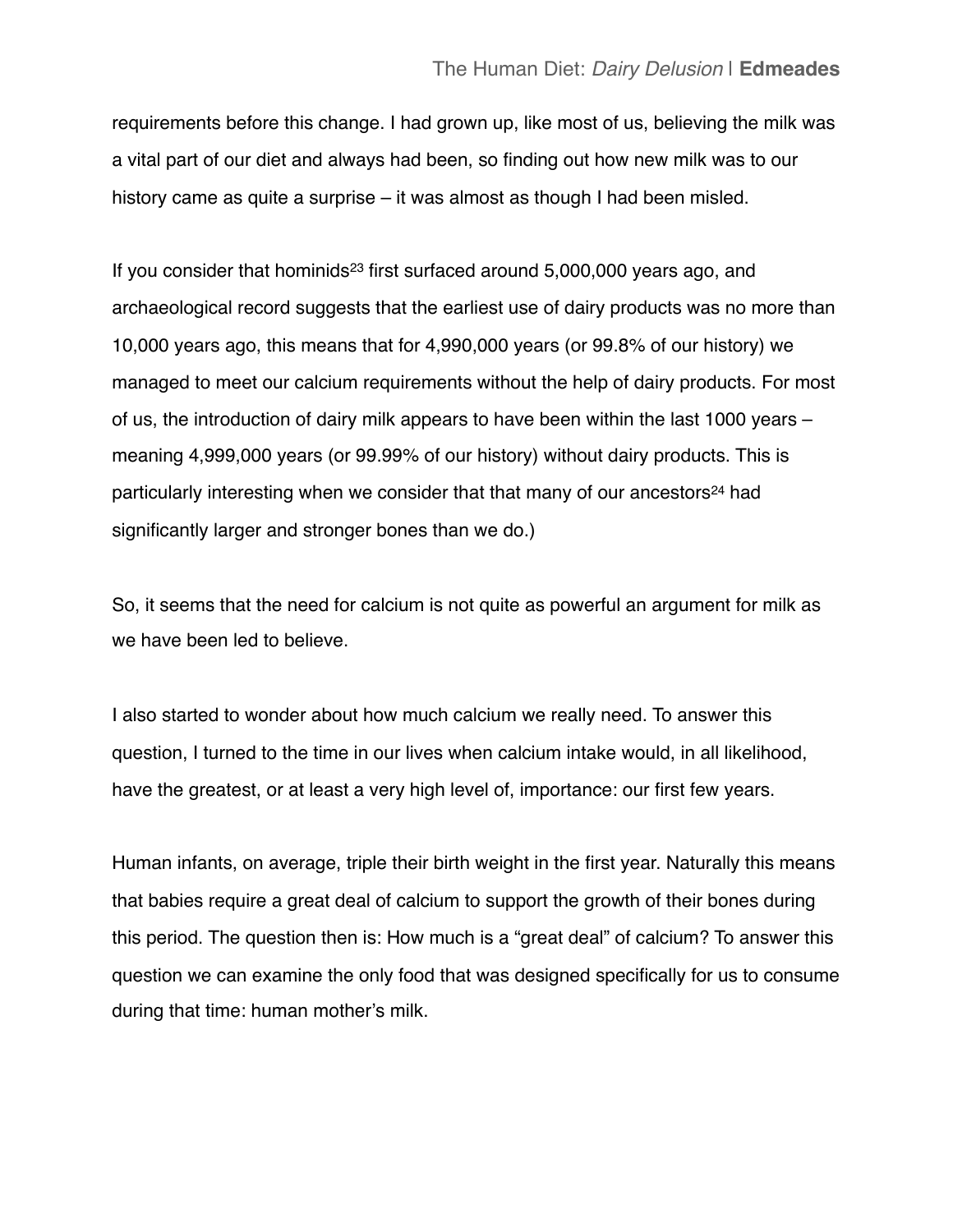requirements before this change. I had grown up, like most of us, believing the milk was a vital part of our diet and always had been, so finding out how new milk was to our history came as quite a surprise – it was almost as though I had been misled.

If you consider that hominids[23] first surfaced around 5,000,000 years ago, and archaeological record suggests that the earliest use of dairy products was no more than 10,000 years ago, this means that for 4,990,000 years (or 99.8% of our history) we managed to meet our calcium requirements without the help of dairy products. For most of us, the introduction of dairy milk appears to have been within the last 1000 years – meaning 4,999,000 years (or 99.99% of our history) without dairy products. This is particularly interesting when we consider that that many of our ancestors[24] had significantly larger and stronger bones than we do.)

So, it seems that the need for calcium is not quite as powerful an argument for milk as we have been led to believe.

I also started to wonder about how much calcium we really need. To answer this question, I turned to the time in our lives when calcium intake would, in all likelihood, have the greatest, or at least a very high level of, importance: our first few years.

Human infants, on average, triple their birth weight in the first year. Naturally this means that babies require a great deal of calcium to support the growth of their bones during this period. The question then is: How much is a "great deal" of calcium? To answer this question we can examine the only food that was designed specifically for us to consume during that time: human mother's milk.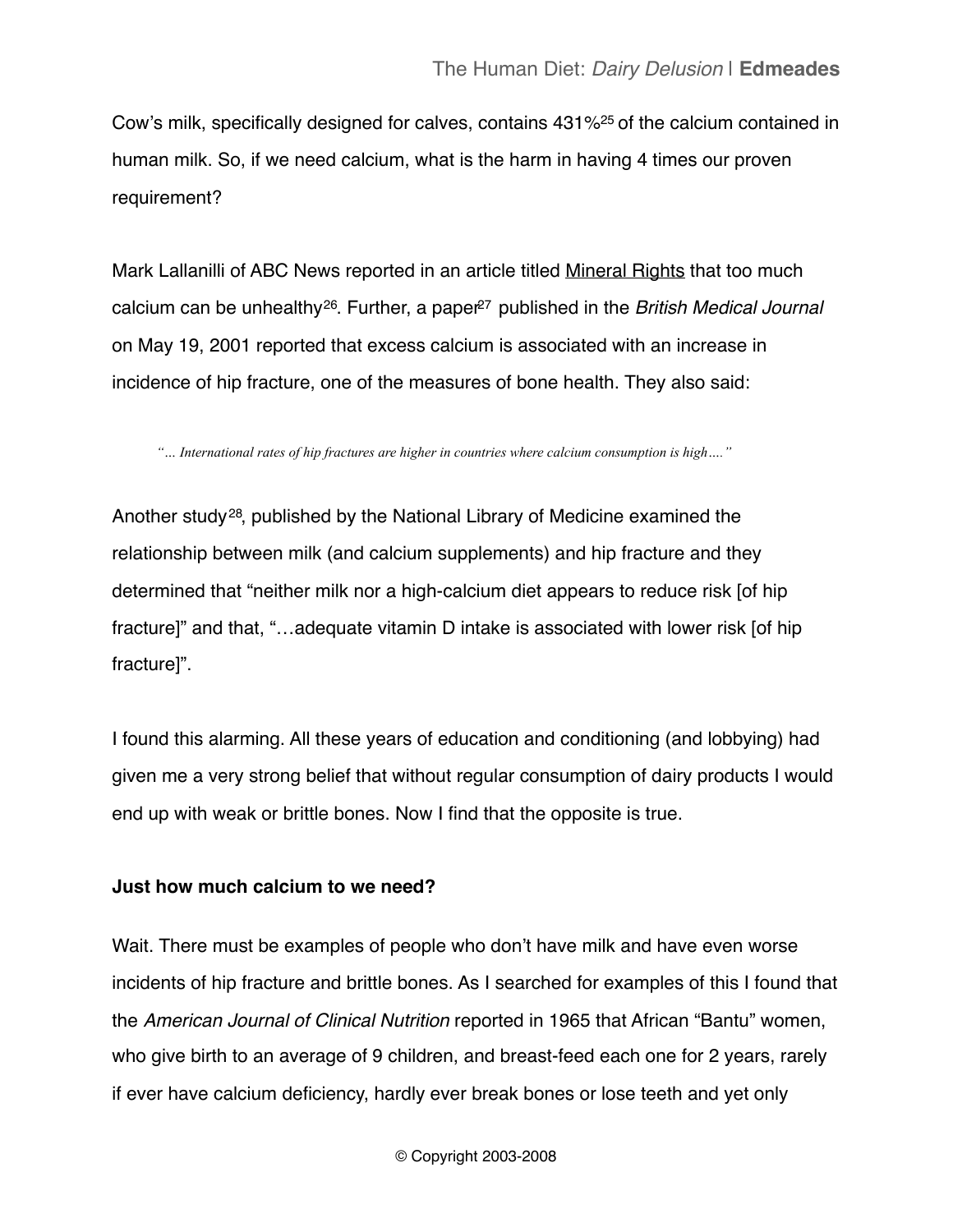Cow's milk, specifically designed for calves, contains 431%[25] of the calcium contained in human milk. So, if we need calcium, what is the harm in having 4 times our proven requirement?

Mark Lallanilli of ABC News reported in an article titled Mineral Rights that too much calcium can be unhealthy[26]. Further, a paper[27] published in the *British Medical Journal* on May 19, 2001 reported that excess calcium is associated with an increase in incidence of hip fracture, one of the measures of bone health. They also said:

> *"… International rates of hip fractures are higher in countries where calcium consumption is high…."*

Another study[28], published by the National Library of Medicine examined the relationship between milk (and calcium supplements) and hip fracture and they determined that "neither milk nor a high-calcium diet appears to reduce risk [of hip fracture]" and that, "…adequate vitamin D intake is associated with lower risk [of hip fracture]".

I found this alarming. All these years of education and conditioning (and lobbying) had given me a very strong belief that without regular consumption of dairy products I would end up with weak or brittle bones. Now I find that the opposite is true.

**Just how much calcium to we need?**

Wait. There must be examples of people who don't have milk and have even worse incidents of hip fracture and brittle bones. As I searched for examples of this I found that the *American Journal of Clinical Nutrition* reported in 1965 that African "Bantu" women, who give birth to an average of 9 children, and breast-feed each one for 2 years, rarely if ever have calcium deficiency, hardly ever break bones or lose teeth and yet only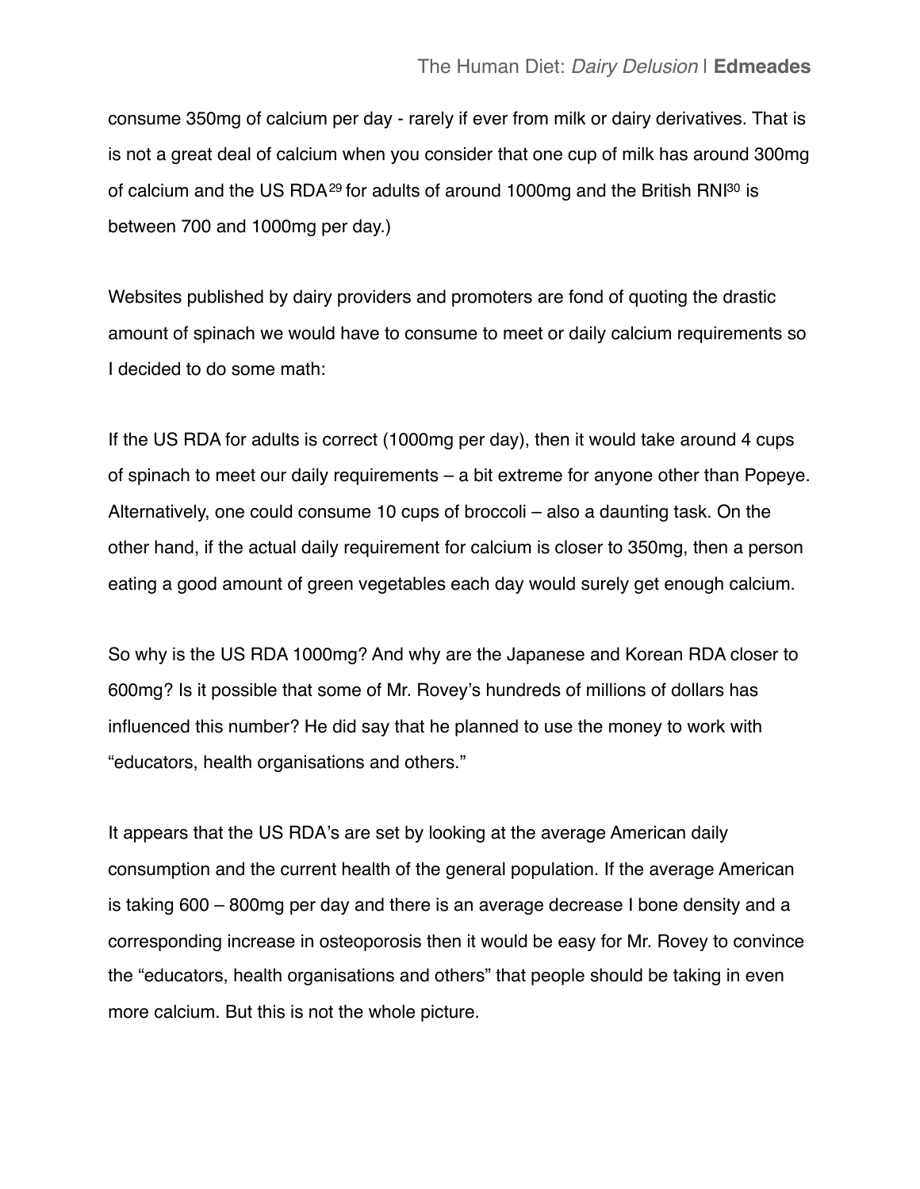consume 350mg of calcium per day - rarely if ever from milk or dairy derivatives. That is is not a great deal of calcium when you consider that one cup of milk has around 300mg of calcium and the US RDA[29] for adults of around 1000mg and the British RNI[30] is between 700 and 1000mg per day.)

Websites published by dairy providers and promoters are fond of quoting the drastic amount of spinach we would have to consume to meet or daily calcium requirements so I decided to do some math:

If the US RDA for adults is correct (1000mg per day), then it would take around 4 cups of spinach to meet our daily requirements – a bit extreme for anyone other than Popeye. Alternatively, one could consume 10 cups of broccoli – also a daunting task. On the other hand, if the actual daily requirement for calcium is closer to 350mg, then a person eating a good amount of green vegetables each day would surely get enough calcium.

So why is the US RDA 1000mg? And why are the Japanese and Korean RDA closer to 600mg? Is it possible that some of Mr. Rovey's hundreds of millions of dollars has influenced this number? He did say that he planned to use the money to work with "educators, health organisations and others."

It appears that the US RDA's are set by looking at the average American daily consumption and the current health of the general population. If the average American is taking 600 – 800mg per day and there is an average decrease I bone density and a corresponding increase in osteoporosis then it would be easy for Mr. Rovey to convince the "educators, health organisations and others" that people should be taking in even more calcium. But this is not the whole picture.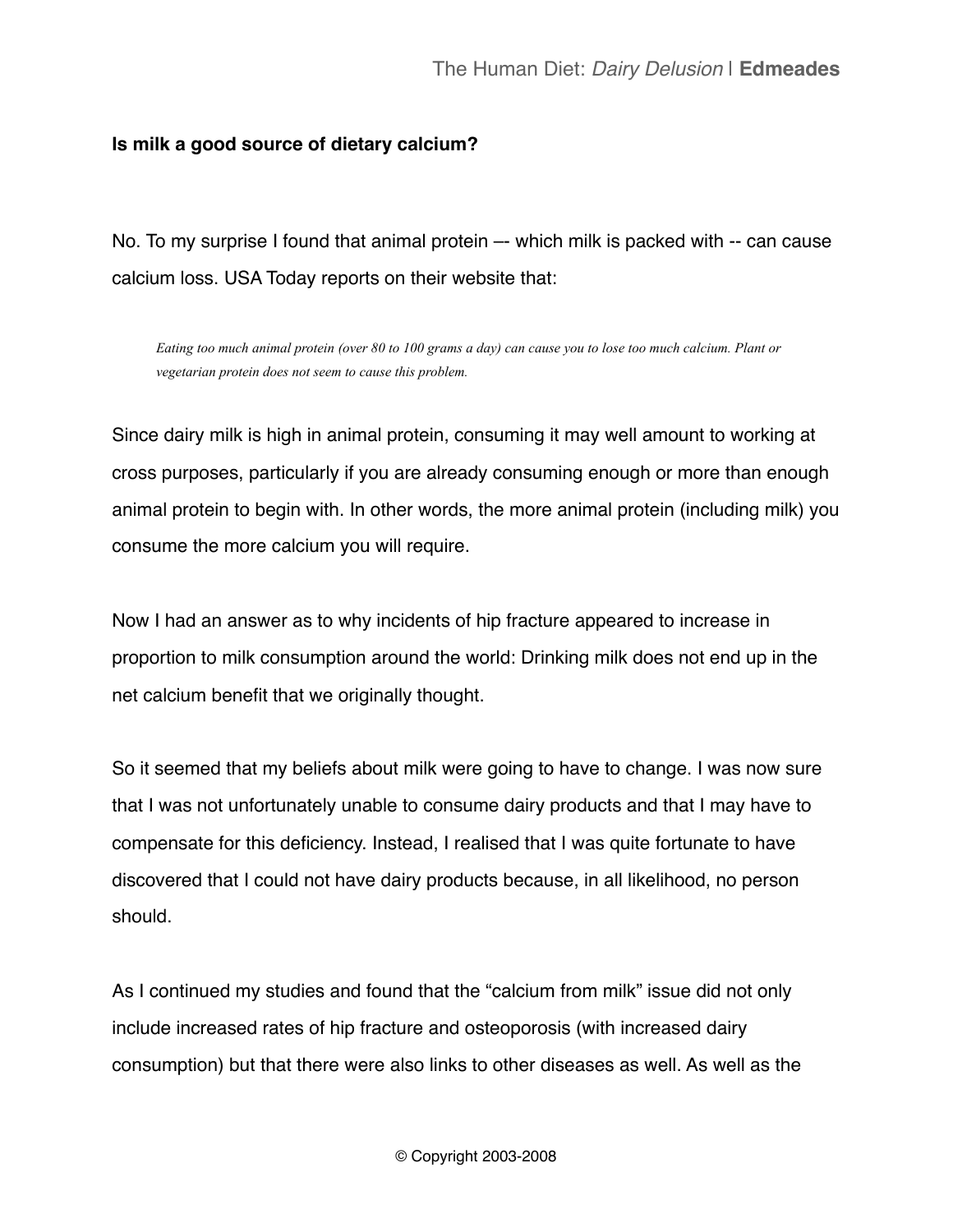**Is milk a good source of dietary calcium?**

No. To my surprise I found that animal protein –- which milk is packed with -- can cause calcium loss. USA Today reports on their website that:

> *Eating too much animal protein (over 80 to 100 grams a day) can cause you to lose too much calcium. Plant or vegetarian protein does not seem to cause this problem.*

Since dairy milk is high in animal protein, consuming it may well amount to working at cross purposes, particularly if you are already consuming enough or more than enough animal protein to begin with. In other words, the more animal protein (including milk) you consume the more calcium you will require.

Now I had an answer as to why incidents of hip fracture appeared to increase in proportion to milk consumption around the world: Drinking milk does not end up in the net calcium benefit that we originally thought.

So it seemed that my beliefs about milk were going to have to change. I was now sure that I was not unfortunately unable to consume dairy products and that I may have to compensate for this deficiency. Instead, I realised that I was quite fortunate to have discovered that I could not have dairy products because, in all likelihood, no person should.

As I continued my studies and found that the "calcium from milk" issue did not only include increased rates of hip fracture and osteoporosis (with increased dairy consumption) but that there were also links to other diseases as well. As well as the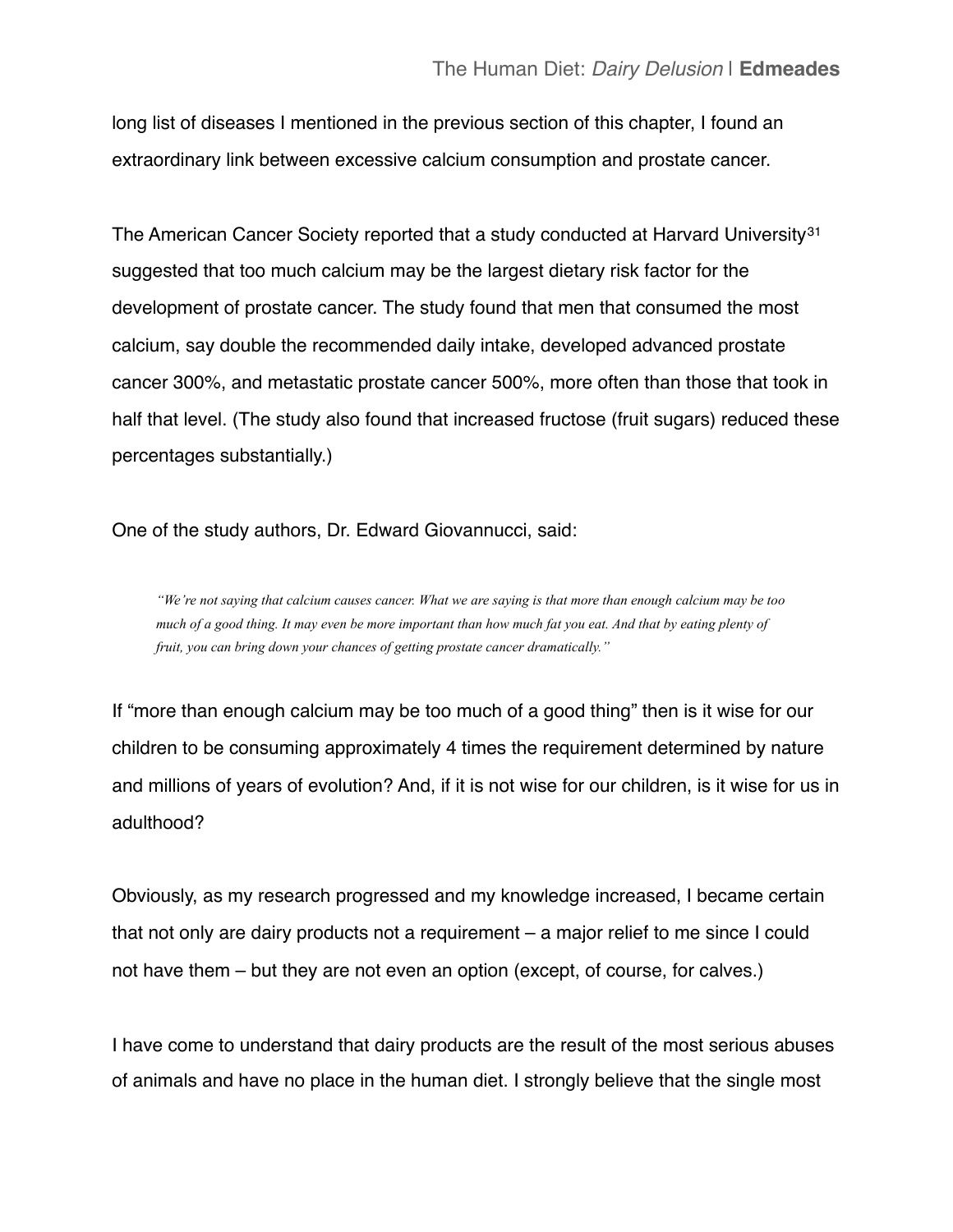long list of diseases I mentioned in the previous section of this chapter, I found an extraordinary link between excessive calcium consumption and prostate cancer.

The American Cancer Society reported that a study conducted at Harvard University[31] suggested that too much calcium may be the largest dietary risk factor for the development of prostate cancer. The study found that men that consumed the most calcium, say double the recommended daily intake, developed advanced prostate cancer 300%, and metastatic prostate cancer 500%, more often than those that took in half that level. (The study also found that increased fructose (fruit sugars) reduced these percentages substantially.)

One of the study authors, Dr. Edward Giovannucci, said:

> *"We're not saying that calcium causes cancer. What we are saying is that more than enough calcium may be too much of a good thing. It may even be more important than how much fat you eat. And that by eating plenty of fruit, you can bring down your chances of getting prostate cancer dramatically."*

If "more than enough calcium may be too much of a good thing" then is it wise for our children to be consuming approximately 4 times the requirement determined by nature and millions of years of evolution? And, if it is not wise for our children, is it wise for us in adulthood?

Obviously, as my research progressed and my knowledge increased, I became certain that not only are dairy products not a requirement – a major relief to me since I could not have them – but they are not even an option (except, of course, for calves.)

I have come to understand that dairy products are the result of the most serious abuses of animals and have no place in the human diet. I strongly believe that the single most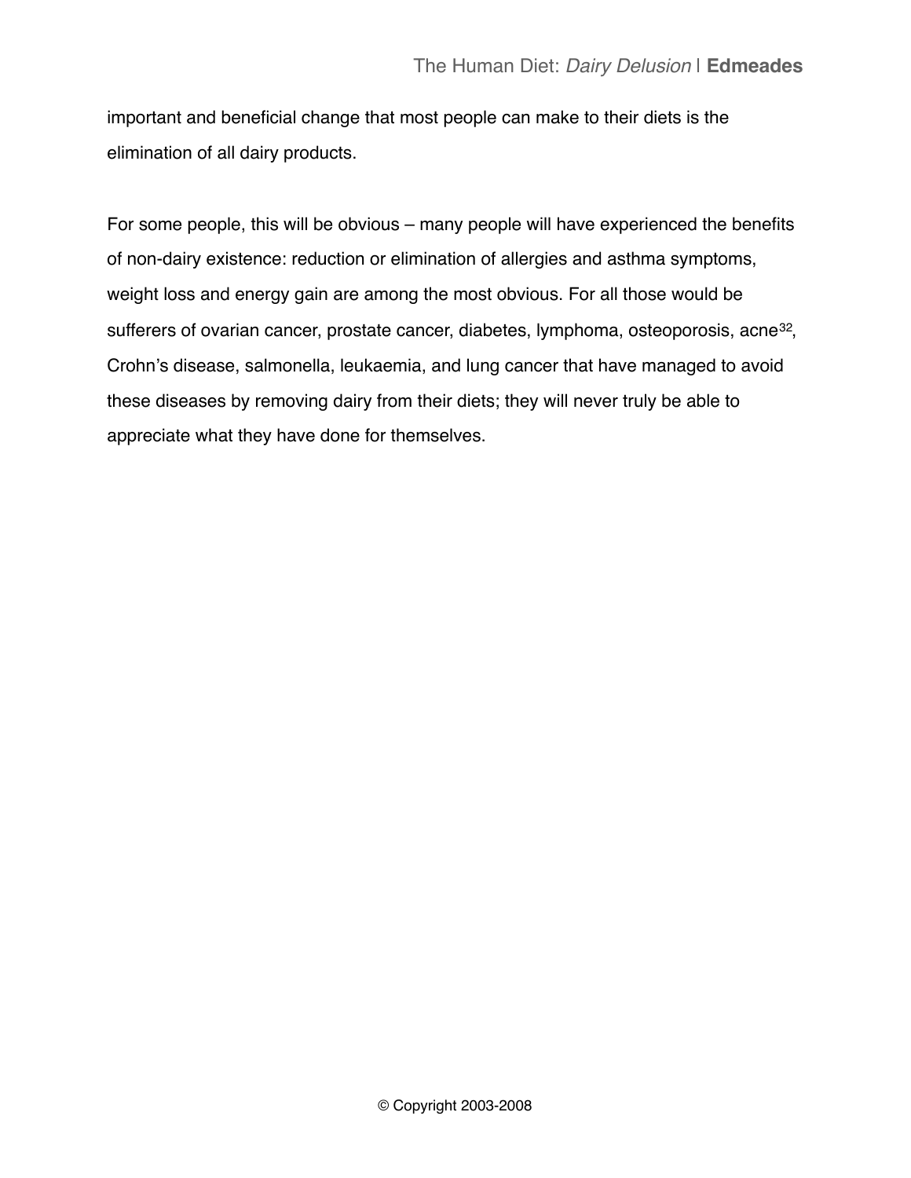important and beneficial change that most people can make to their diets is the elimination of all dairy products.

For some people, this will be obvious – many people will have experienced the benefits of non-dairy existence: reduction or elimination of allergies and asthma symptoms, weight loss and energy gain are among the most obvious. For all those would be sufferers of ovarian cancer, prostate cancer, diabetes, lymphoma, osteoporosis, acne[32], Crohn's disease, salmonella, leukaemia, and lung cancer that have managed to avoid these diseases by removing dairy from their diets; they will never truly be able to appreciate what they have done for themselves.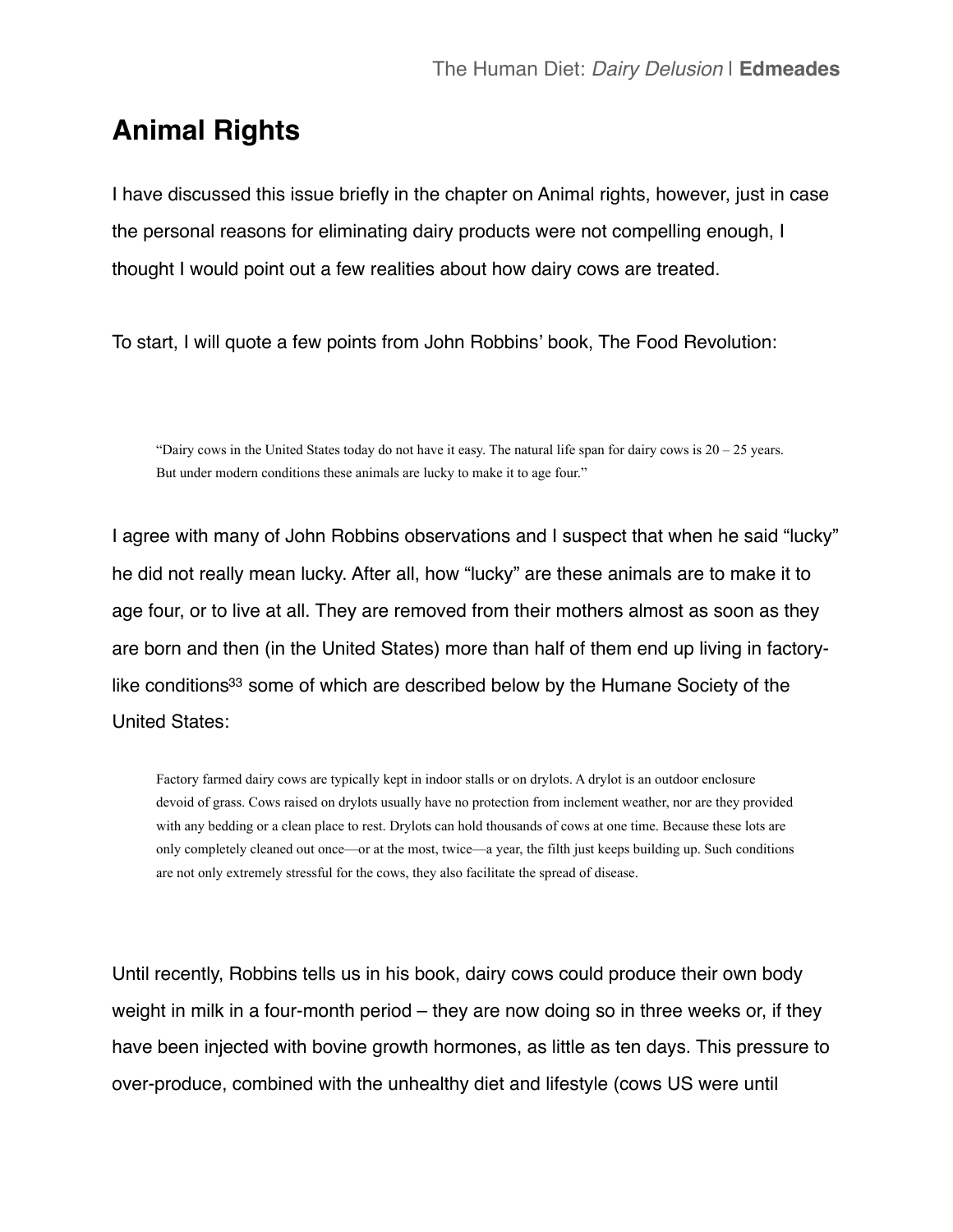## Animal Rights

I have discussed this issue briefly in the chapter on Animal rights, however, just in case the personal reasons for eliminating dairy products were not compelling enough, I thought I would point out a few realities about how dairy cows are treated.

To start, I will quote a few points from John Robbins' book, The Food Revolution:

> "Dairy cows in the United States today do not have it easy. The natural life span for dairy cows is 20 – 25 years. But under modern conditions these animals are lucky to make it to age four."

I agree with many of John Robbins observations and I suspect that when he said "lucky" he did not really mean lucky. After all, how "lucky" are these animals are to make it to age four, or to live at all. They are removed from their mothers almost as soon as they are born and then (in the United States) more than half of them end up living in factory-like conditions[33] some of which are described below by the Humane Society of the United States:

> Factory farmed dairy cows are typically kept in indoor stalls or on drylots. A drylot is an outdoor enclosure devoid of grass. Cows raised on drylots usually have no protection from inclement weather, nor are they provided with any bedding or a clean place to rest. Drylots can hold thousands of cows at one time. Because these lots are only completely cleaned out once—or at the most, twice—a year, the filth just keeps building up. Such conditions are not only extremely stressful for the cows, they also facilitate the spread of disease.

Until recently, Robbins tells us in his book, dairy cows could produce their own body weight in milk in a four-month period – they are now doing so in three weeks or, if they have been injected with bovine growth hormones, as little as ten days. This pressure to over-produce, combined with the unhealthy diet and lifestyle (cows US were until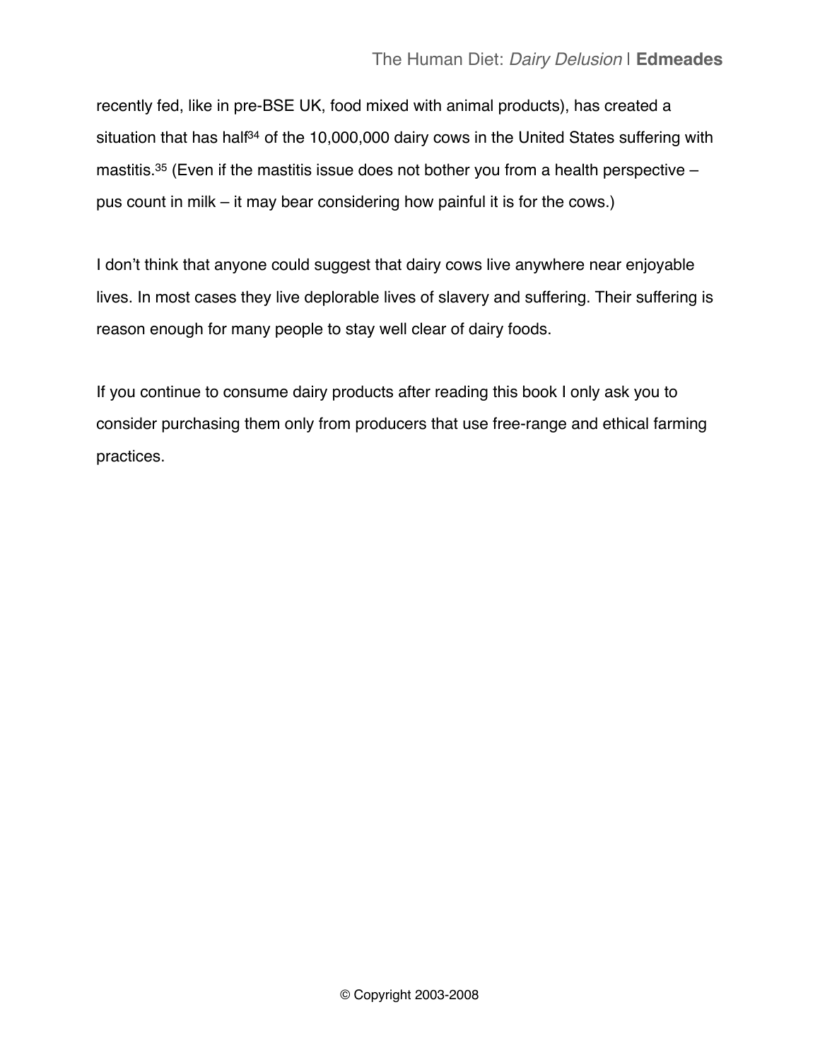recently fed, like in pre-BSE UK, food mixed with animal products), has created a situation that has half[34] of the 10,000,000 dairy cows in the United States suffering with mastitis.[35] (Even if the mastitis issue does not bother you from a health perspective – pus count in milk – it may bear considering how painful it is for the cows.)

I don't think that anyone could suggest that dairy cows live anywhere near enjoyable lives. In most cases they live deplorable lives of slavery and suffering. Their suffering is reason enough for many people to stay well clear of dairy foods.

If you continue to consume dairy products after reading this book I only ask you to consider purchasing them only from producers that use free-range and ethical farming practices.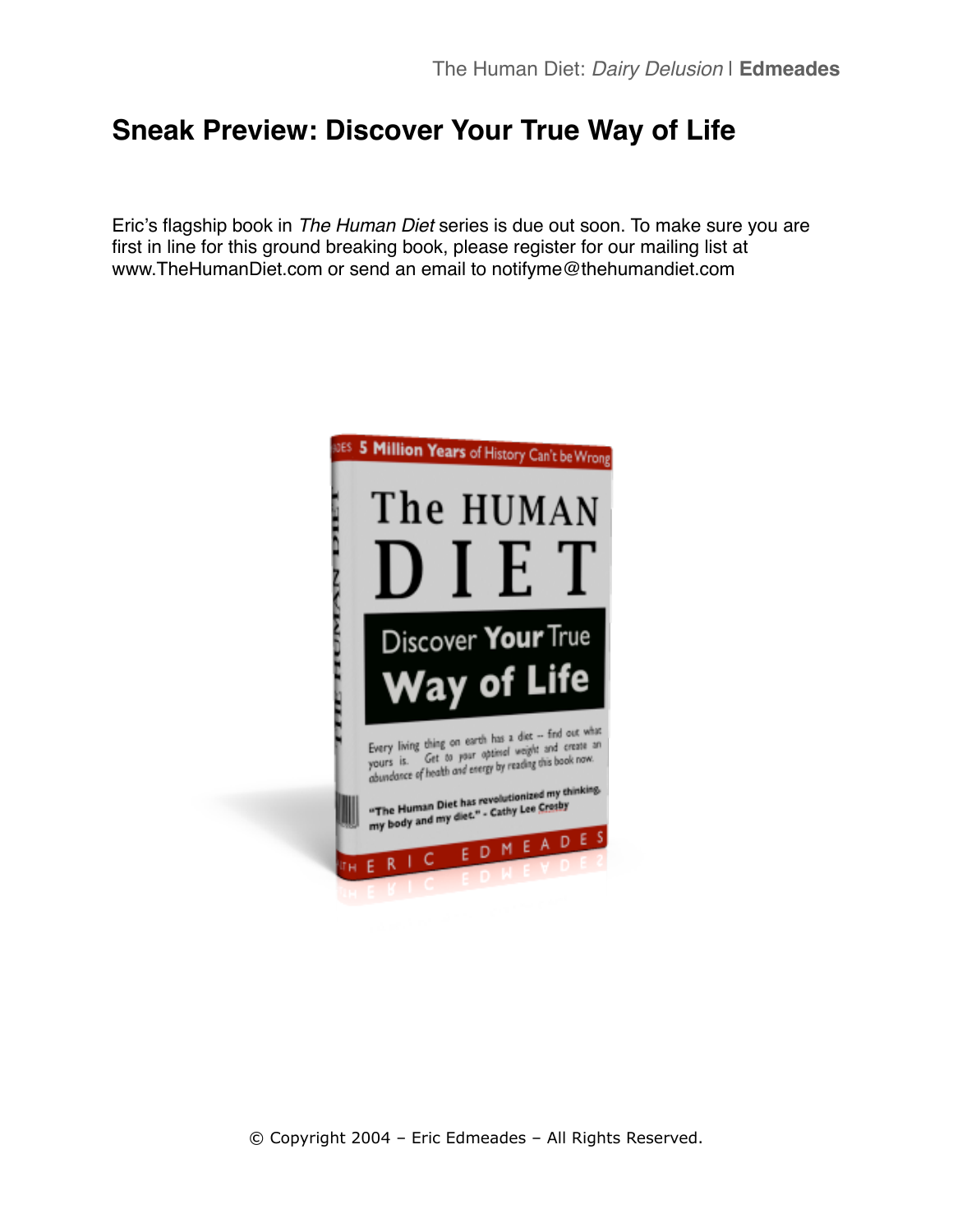## Sneak Preview: Discover Your True Way of Life

Eric's flagship book in *The Human Diet* series is due out soon. To make sure you are first in line for this ground breaking book, please register for our mailing list at www.TheHumanDiet.com or send an email to notifyme@thehumandiet.com

© Copyright 2004 – Eric Edmeades – All Rights Reserved.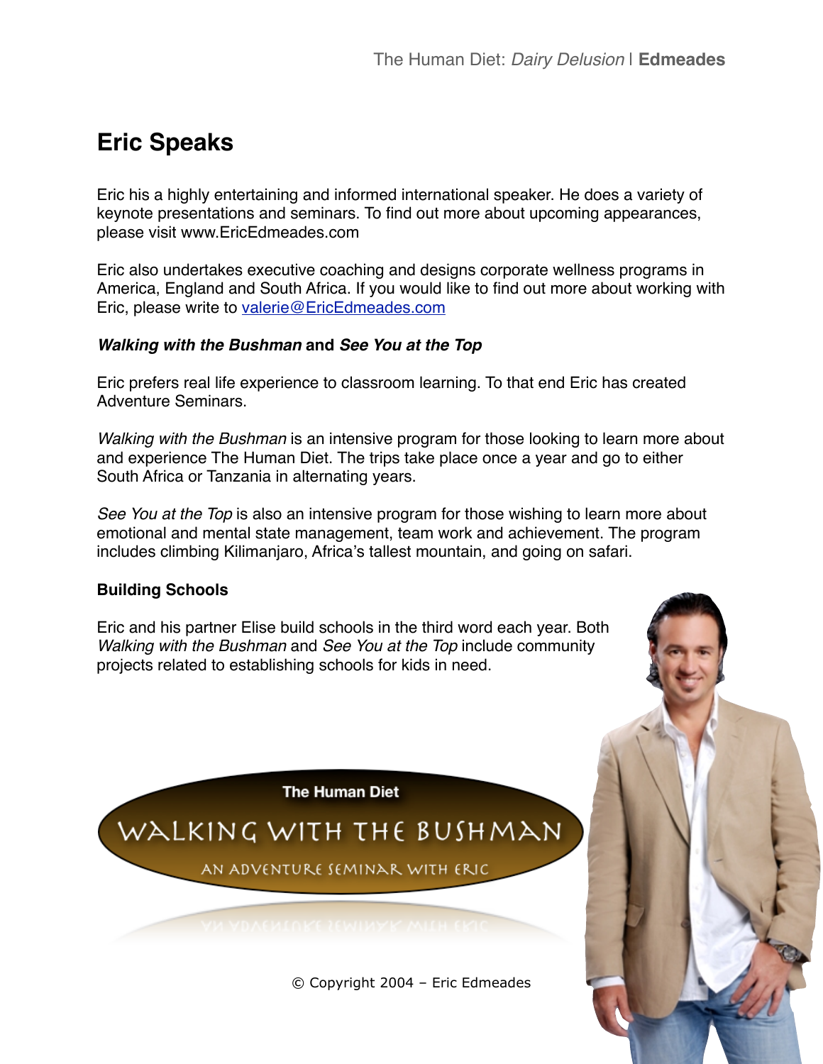## Eric Speaks

Eric his a highly entertaining and informed international speaker. He does a variety of keynote presentations and seminars. To find out more about upcoming appearances, please visit www.EricEdmeades.com

Eric also undertakes executive coaching and designs corporate wellness programs in America, England and South Africa. If you would like to find out more about working with Eric, please write to valerie@EricEdmeades.com

***Walking with the Bushman* and *See You at the Top***

Eric prefers real life experience to classroom learning. To that end Eric has created Adventure Seminars.

*Walking with the Bushman* is an intensive program for those looking to learn more about and experience The Human Diet. The trips take place once a year and go to either South Africa or Tanzania in alternating years.

*See You at the Top* is also an intensive program for those wishing to learn more about emotional and mental state management, team work and achievement. The program includes climbing Kilimanjaro, Africa's tallest mountain, and going on safari.

**Building Schools**

Eric and his partner Elise build schools in the third word each year. Both *Walking with the Bushman* and *See You at the Top* include community projects related to establishing schools for kids in need.

The Human Diet

WALKING WITH THE BUSHMAN

AN ADVENTURE SEMINAR WITH ERIC

© Copyright 2004 – Eric Edmeades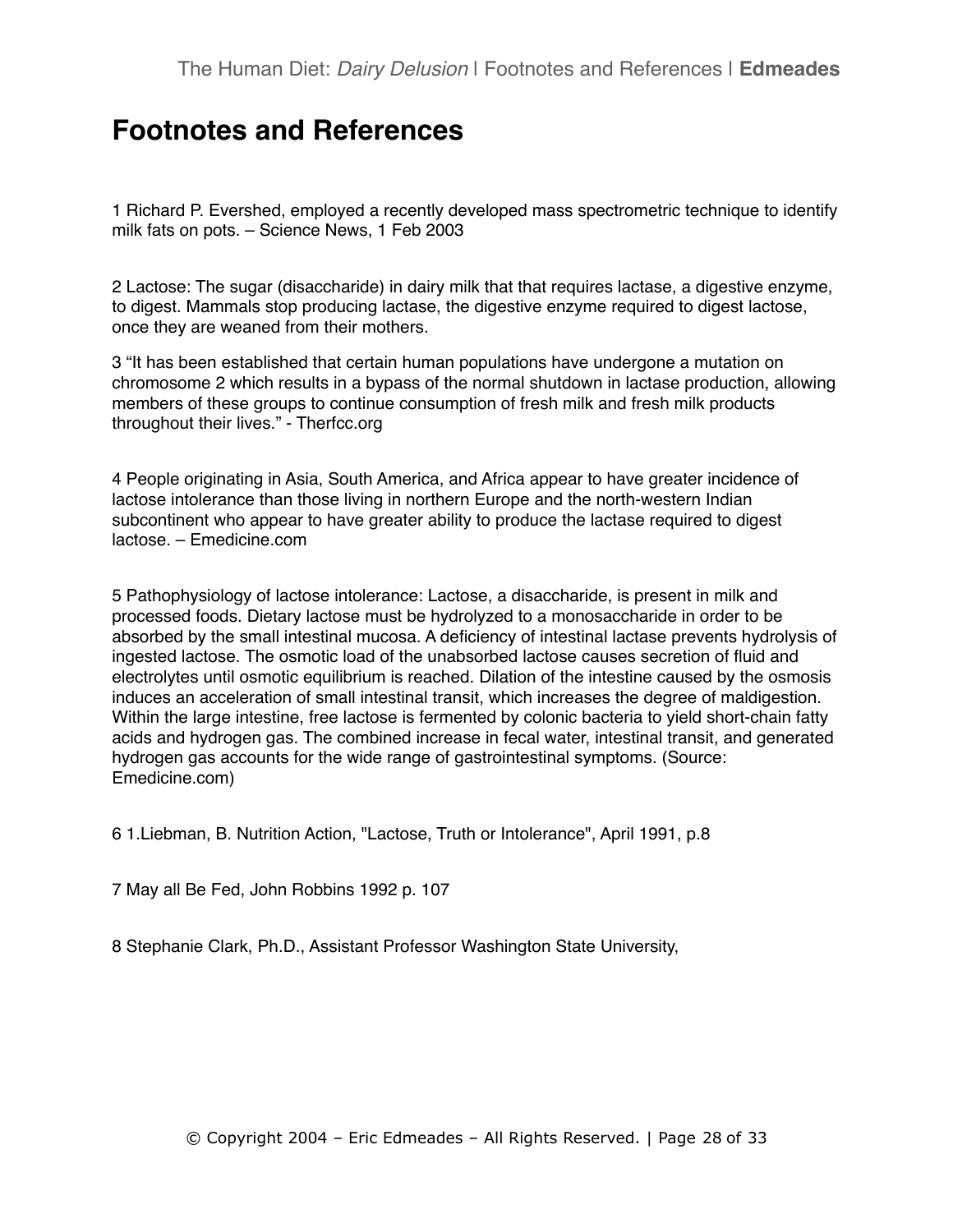# Footnotes and References

1 Richard P. Evershed, employed a recently developed mass spectrometric technique to identify milk fats on pots. – Science News, 1 Feb 2003

2 Lactose: The sugar (disaccharide) in dairy milk that that requires lactase, a digestive enzyme, to digest. Mammals stop producing lactase, the digestive enzyme required to digest lactose, once they are weaned from their mothers.

3 "It has been established that certain human populations have undergone a mutation on chromosome 2 which results in a bypass of the normal shutdown in lactase production, allowing members of these groups to continue consumption of fresh milk and fresh milk products throughout their lives." - Therfcc.org

4 People originating in Asia, South America, and Africa appear to have greater incidence of lactose intolerance than those living in northern Europe and the north-western Indian subcontinent who appear to have greater ability to produce the lactase required to digest lactose. – Emedicine.com

5 Pathophysiology of lactose intolerance: Lactose, a disaccharide, is present in milk and processed foods. Dietary lactose must be hydrolyzed to a monosaccharide in order to be absorbed by the small intestinal mucosa. A deficiency of intestinal lactase prevents hydrolysis of ingested lactose. The osmotic load of the unabsorbed lactose causes secretion of fluid and electrolytes until osmotic equilibrium is reached. Dilation of the intestine caused by the osmosis induces an acceleration of small intestinal transit, which increases the degree of maldigestion. Within the large intestine, free lactose is fermented by colonic bacteria to yield short-chain fatty acids and hydrogen gas. The combined increase in fecal water, intestinal transit, and generated hydrogen gas accounts for the wide range of gastrointestinal symptoms. (Source: Emedicine.com)

6 1.Liebman, B. Nutrition Action, "Lactose, Truth or Intolerance", April 1991, p.8

7 May all Be Fed, John Robbins 1992 p. 107

8 Stephanie Clark, Ph.D., Assistant Professor Washington State University,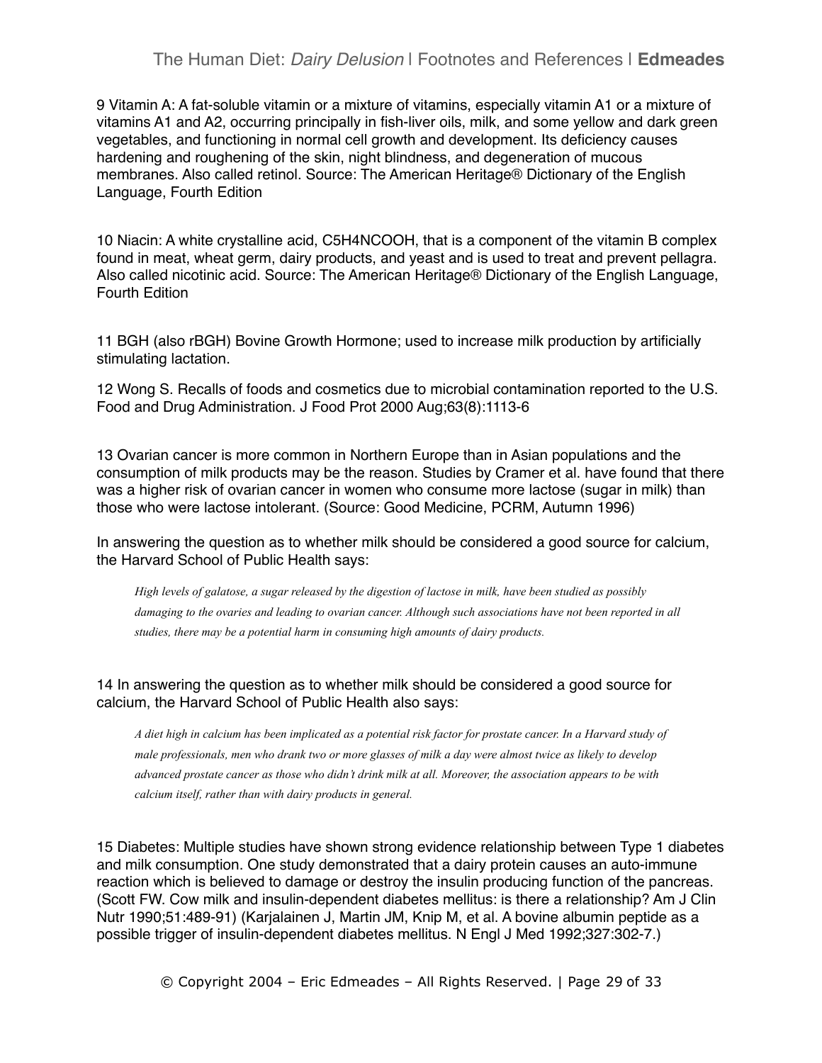9 Vitamin A: A fat-soluble vitamin or a mixture of vitamins, especially vitamin A1 or a mixture of vitamins A1 and A2, occurring principally in fish-liver oils, milk, and some yellow and dark green vegetables, and functioning in normal cell growth and development. Its deficiency causes hardening and roughening of the skin, night blindness, and degeneration of mucous membranes. Also called retinol. Source: The American Heritage® Dictionary of the English Language, Fourth Edition

10 Niacin: A white crystalline acid, $C_5H_4NCOOH$, that is a component of the vitamin B complex found in meat, wheat germ, dairy products, and yeast and is used to treat and prevent pellagra. Also called nicotinic acid. Source: The American Heritage® Dictionary of the English Language, Fourth Edition

11 BGH (also rBGH) Bovine Growth Hormone; used to increase milk production by artificially stimulating lactation.

12 Wong S. Recalls of foods and cosmetics due to microbial contamination reported to the U.S. Food and Drug Administration. J Food Prot 2000 Aug;63(8):1113-6

13 Ovarian cancer is more common in Northern Europe than in Asian populations and the consumption of milk products may be the reason. Studies by Cramer et al. have found that there was a higher risk of ovarian cancer in women who consume more lactose (sugar in milk) than those who were lactose intolerant. (Source: Good Medicine, PCRM, Autumn 1996)

In answering the question as to whether milk should be considered a good source for calcium, the Harvard School of Public Health says:

> *High levels of galatose, a sugar released by the digestion of lactose in milk, have been studied as possibly damaging to the ovaries and leading to ovarian cancer. Although such associations have not been reported in all studies, there may be a potential harm in consuming high amounts of dairy products.*

14 In answering the question as to whether milk should be considered a good source for calcium, the Harvard School of Public Health also says:

> *A diet high in calcium has been implicated as a potential risk factor for prostate cancer. In a Harvard study of male professionals, men who drank two or more glasses of milk a day were almost twice as likely to develop advanced prostate cancer as those who didn't drink milk at all. Moreover, the association appears to be with calcium itself, rather than with dairy products in general.*

15 Diabetes: Multiple studies have shown strong evidence relationship between Type 1 diabetes and milk consumption. One study demonstrated that a dairy protein causes an auto-immune reaction which is believed to damage or destroy the insulin producing function of the pancreas. (Scott FW. Cow milk and insulin-dependent diabetes mellitus: is there a relationship? Am J Clin Nutr 1990;51:489-91) (Karjalainen J, Martin JM, Knip M, et al. A bovine albumin peptide as a possible trigger of insulin-dependent diabetes mellitus. N Engl J Med 1992;327:302-7.)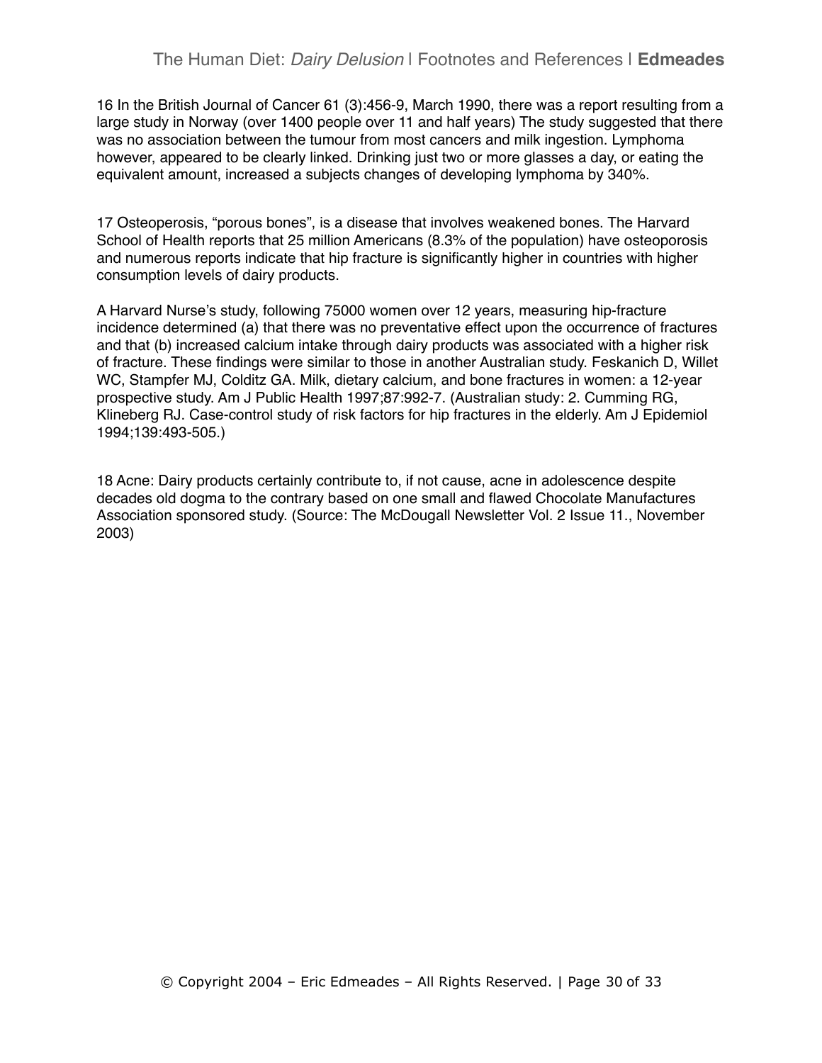16 In the British Journal of Cancer 61 (3):456-9, March 1990, there was a report resulting from a large study in Norway (over 1400 people over 11 and half years) The study suggested that there was no association between the tumour from most cancers and milk ingestion. Lymphoma however, appeared to be clearly linked. Drinking just two or more glasses a day, or eating the equivalent amount, increased a subjects changes of developing lymphoma by 340%.

17 Osteoperosis, "porous bones", is a disease that involves weakened bones. The Harvard School of Health reports that 25 million Americans (8.3% of the population) have osteoporosis and numerous reports indicate that hip fracture is significantly higher in countries with higher consumption levels of dairy products.

A Harvard Nurse's study, following 75000 women over 12 years, measuring hip-fracture incidence determined (a) that there was no preventative effect upon the occurrence of fractures and that (b) increased calcium intake through dairy products was associated with a higher risk of fracture. These findings were similar to those in another Australian study. Feskanich D, Willet WC, Stampfer MJ, Colditz GA. Milk, dietary calcium, and bone fractures in women: a 12-year prospective study. Am J Public Health 1997;87:992-7. (Australian study: 2. Cumming RG, Klineberg RJ. Case-control study of risk factors for hip fractures in the elderly. Am J Epidemiol 1994;139:493-505.)

18 Acne: Dairy products certainly contribute to, if not cause, acne in adolescence despite decades old dogma to the contrary based on one small and flawed Chocolate Manufactures Association sponsored study. (Source: The McDougall Newsletter Vol. 2 Issue 11., November 2003)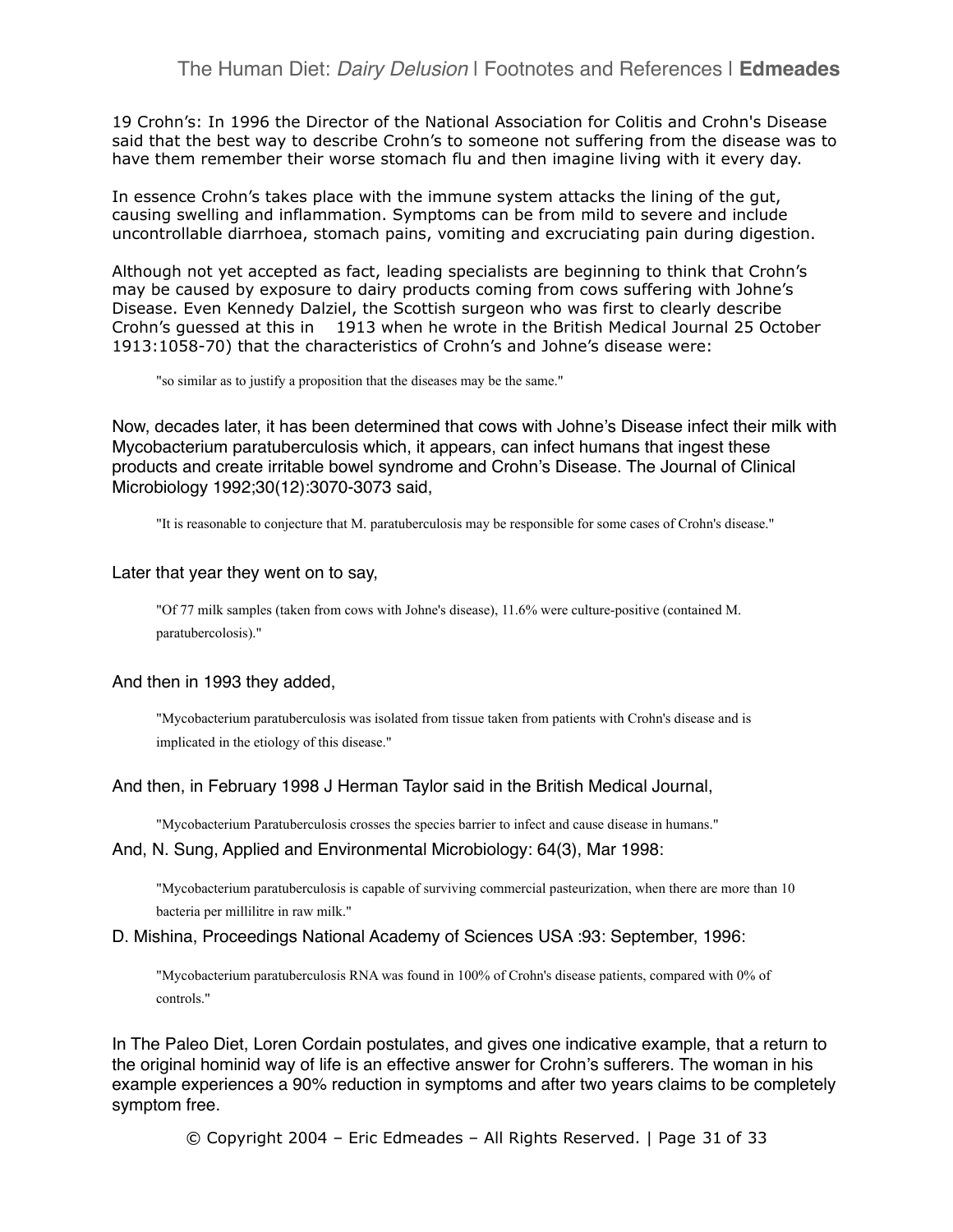19 Crohn's: In 1996 the Director of the National Association for Colitis and Crohn's Disease said that the best way to describe Crohn's to someone not suffering from the disease was to have them remember their worse stomach flu and then imagine living with it every day.

In essence Crohn's takes place with the immune system attacks the lining of the gut, causing swelling and inflammation. Symptoms can be from mild to severe and include uncontrollable diarrhoea, stomach pains, vomiting and excruciating pain during digestion.

Although not yet accepted as fact, leading specialists are beginning to think that Crohn's may be caused by exposure to dairy products coming from cows suffering with Johne's Disease. Even Kennedy Dalziel, the Scottish surgeon who was first to clearly describe Crohn's guessed at this in 1913 when he wrote in the British Medical Journal 25 October 1913:1058-70) that the characteristics of Crohn's and Johne's disease were:

> "so similar as to justify a proposition that the diseases may be the same."

Now, decades later, it has been determined that cows with Johne's Disease infect their milk with Mycobacterium paratuberculosis which, it appears, can infect humans that ingest these products and create irritable bowel syndrome and Crohn's Disease. The Journal of Clinical Microbiology 1992;30(12):3070-3073 said,

> "It is reasonable to conjecture that M. paratuberculosis may be responsible for some cases of Crohn's disease."

Later that year they went on to say,

> "Of 77 milk samples (taken from cows with Johne's disease), 11.6% were culture-positive (contained M. paratubercolosis)."

And then in 1993 they added,

> "Mycobacterium paratuberculosis was isolated from tissue taken from patients with Crohn's disease and is implicated in the etiology of this disease."

And then, in February 1998 J Herman Taylor said in the British Medical Journal,

> "Mycobacterium Paratuberculosis crosses the species barrier to infect and cause disease in humans."

And, N. Sung, Applied and Environmental Microbiology: 64(3), Mar 1998:

> "Mycobacterium paratuberculosis is capable of surviving commercial pasteurization, when there are more than 10 bacteria per millilitre in raw milk."

D. Mishina, Proceedings National Academy of Sciences USA :93: September, 1996:

> "Mycobacterium paratuberculosis RNA was found in 100% of Crohn's disease patients, compared with 0% of controls."

In The Paleo Diet, Loren Cordain postulates, and gives one indicative example, that a return to the original hominid way of life is an effective answer for Crohn's sufferers. The woman in his example experiences a 90% reduction in symptoms and after two years claims to be completely symptom free.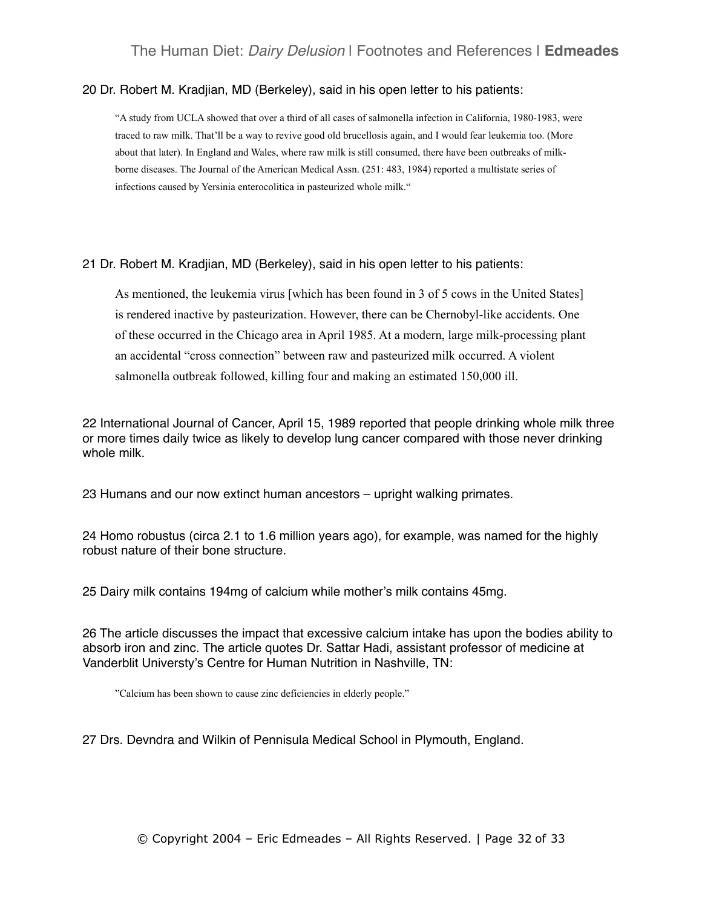20 Dr. Robert M. Kradjian, MD (Berkeley), said in his open letter to his patients:

> "A study from UCLA showed that over a third of all cases of salmonella infection in California, 1980-1983, were traced to raw milk. That'll be a way to revive good old brucellosis again, and I would fear leukemia too. (More about that later). In England and Wales, where raw milk is still consumed, there have been outbreaks of milk-borne diseases. The Journal of the American Medical Assn. (251: 483, 1984) reported a multistate series of infections caused by Yersinia enterocolitica in pasteurized whole milk."

21 Dr. Robert M. Kradjian, MD (Berkeley), said in his open letter to his patients:

> As mentioned, the leukemia virus [which has been found in 3 of 5 cows in the United States] is rendered inactive by pasteurization. However, there can be Chernobyl-like accidents. One of these occurred in the Chicago area in April 1985. At a modern, large milk-processing plant an accidental "cross connection" between raw and pasteurized milk occurred. A violent salmonella outbreak followed, killing four and making an estimated 150,000 ill.

22 International Journal of Cancer, April 15, 1989 reported that people drinking whole milk three or more times daily twice as likely to develop lung cancer compared with those never drinking whole milk.

23 Humans and our now extinct human ancestors – upright walking primates.

24 Homo robustus (circa 2.1 to 1.6 million years ago), for example, was named for the highly robust nature of their bone structure.

25 Dairy milk contains 194mg of calcium while mother's milk contains 45mg.

26 The article discusses the impact that excessive calcium intake has upon the bodies ability to absorb iron and zinc. The article quotes Dr. Sattar Hadi, assistant professor of medicine at Vanderblit Universty's Centre for Human Nutrition in Nashville, TN:

> "Calcium has been shown to cause zinc deficiencies in elderly people."

27 Drs. Devndra and Wilkin of Pennisula Medical School in Plymouth, England.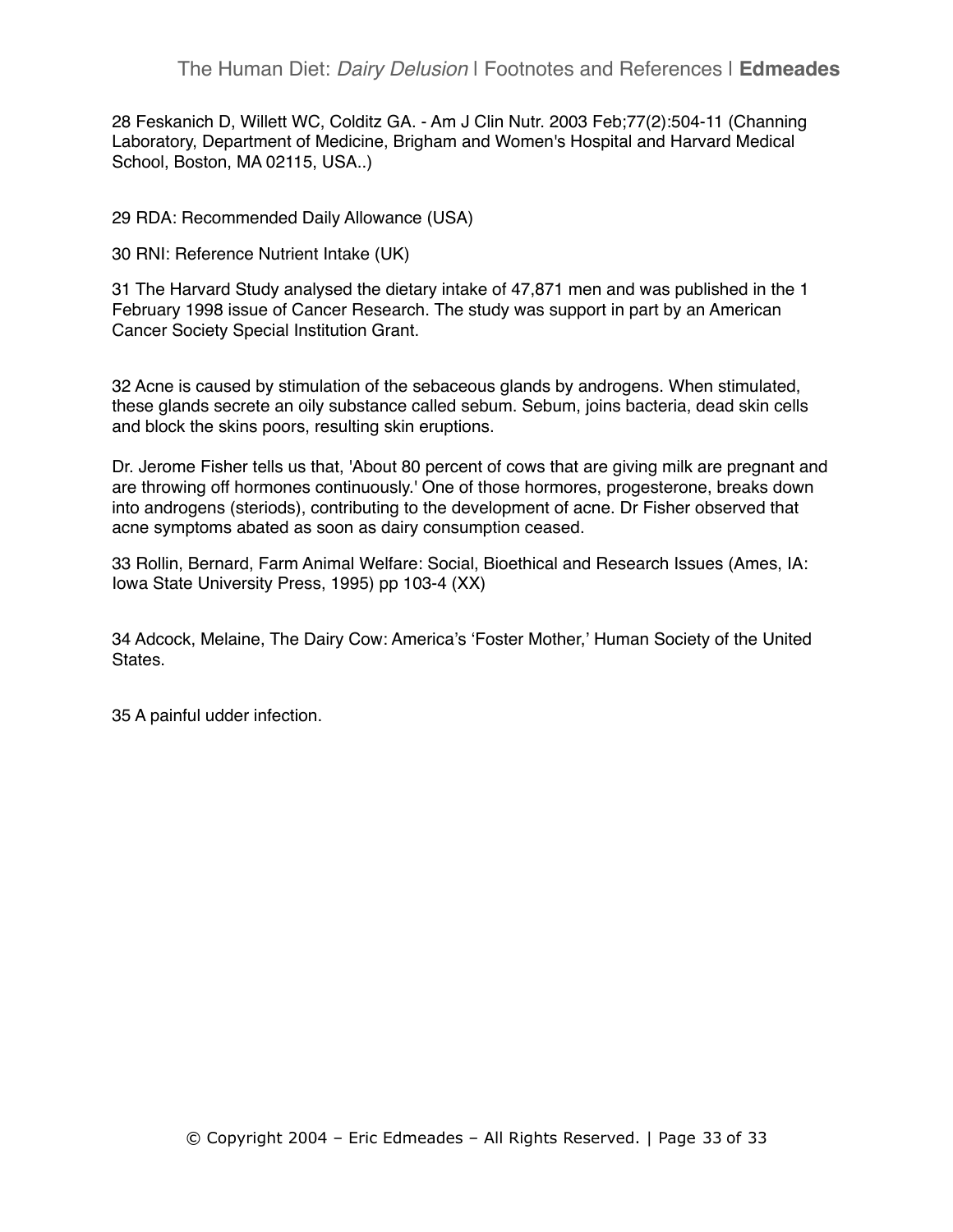28 Feskanich D, Willett WC, Colditz GA. - Am J Clin Nutr. 2003 Feb;77(2):504-11 (Channing Laboratory, Department of Medicine, Brigham and Women's Hospital and Harvard Medical School, Boston, MA 02115, USA..)

29 RDA: Recommended Daily Allowance (USA)

30 RNI: Reference Nutrient Intake (UK)

31 The Harvard Study analysed the dietary intake of 47,871 men and was published in the 1 February 1998 issue of Cancer Research. The study was support in part by an American Cancer Society Special Institution Grant.

32 Acne is caused by stimulation of the sebaceous glands by androgens. When stimulated, these glands secrete an oily substance called sebum. Sebum, joins bacteria, dead skin cells and block the skins poors, resulting skin eruptions.

Dr. Jerome Fisher tells us that, 'About 80 percent of cows that are giving milk are pregnant and are throwing off hormones continuously.' One of those hormores, progesterone, breaks down into androgens (steriods), contributing to the development of acne. Dr Fisher observed that acne symptoms abated as soon as dairy consumption ceased.

33 Rollin, Bernard, Farm Animal Welfare: Social, Bioethical and Research Issues (Ames, IA: Iowa State University Press, 1995) pp 103-4 (XX)

34 Adcock, Melaine, The Dairy Cow: America's 'Foster Mother,' Human Society of the United States.

35 A painful udder infection.